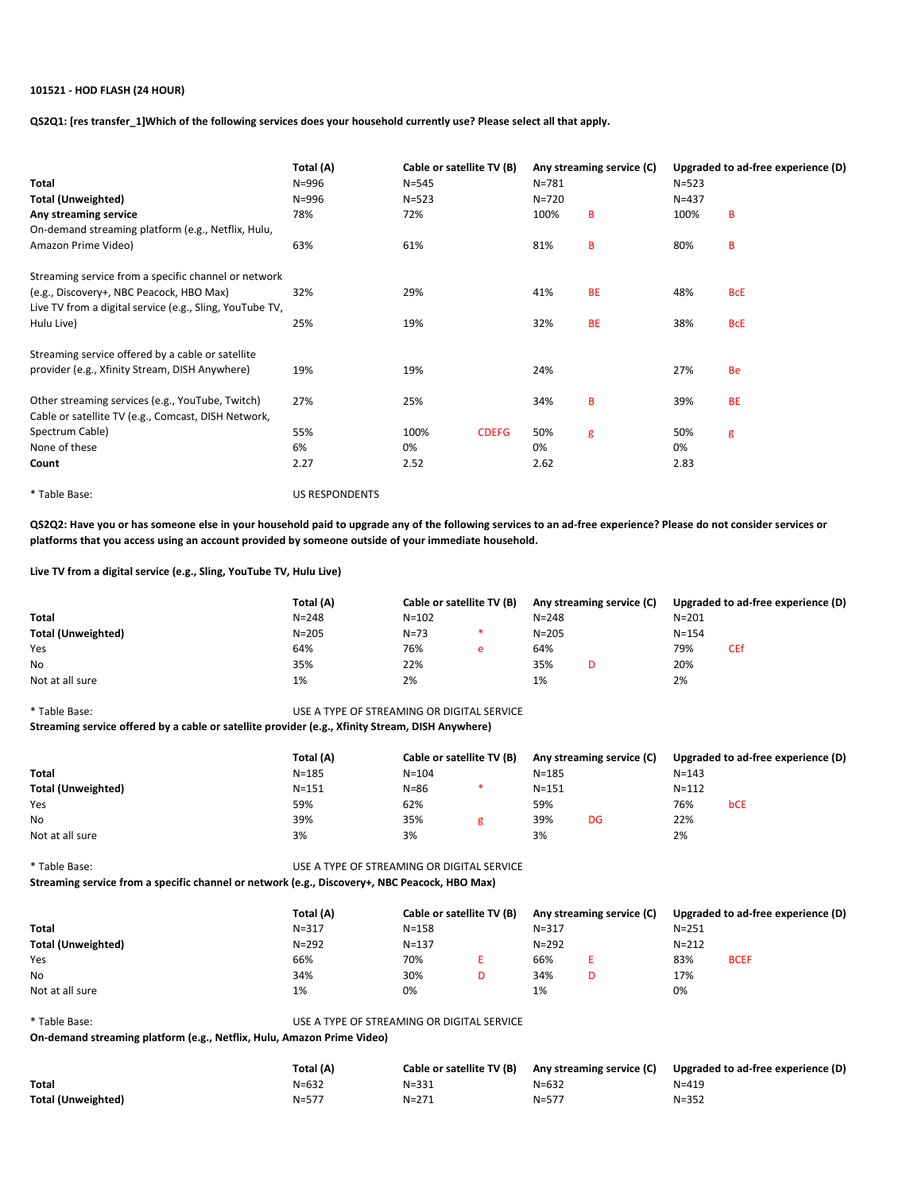**101521 - HOD FLASH (24 HOUR)**

**QS2Q1: [res transfer_1]Which of the following services does your household currently use? Please select all that apply.**

| | Total (A) | Cable or satellite TV (B) | | Any streaming service (C) | | Upgraded to ad-free experience (D) | |
|---|---|---|---|---|---|---|---|
| **Total** | N=996 | N=545 | | N=781 | | N=523 | |
| **Total (Unweighted)** | N=996 | N=523 | | N=720 | | N=437 | |
| **Any streaming service** | 78% | 72% | | 100% | B | 100% | B |
| On-demand streaming platform (e.g., Netflix, Hulu, Amazon Prime Video) | 63% | 61% | | 81% | B | 80% | B |
| Streaming service from a specific channel or network (e.g., Discovery+, NBC Peacock, HBO Max) | 32% | 29% | | 41% | BE | 48% | BcE |
| Live TV from a digital service (e.g., Sling, YouTube TV, Hulu Live) | 25% | 19% | | 32% | BE | 38% | BcE |
| Streaming service offered by a cable or satellite provider (e.g., Xfinity Stream, DISH Anywhere) | 19% | 19% | | 24% | | 27% | Be |
| Other streaming services (e.g., YouTube, Twitch) | 27% | 25% | | 34% | B | 39% | BE |
| Cable or satellite TV (e.g., Comcast, DISH Network, Spectrum Cable) | 55% | 100% | CDEFG | 50% | g | 50% | g |
| None of these | 6% | 0% | | 0% | | 0% | |
| **Count** | 2.27 | 2.52 | | 2.62 | | 2.83 | |

\* Table Base: US RESPONDENTS

**QS2Q2: Have you or has someone else in your household paid to upgrade any of the following services to an ad-free experience? Please do not consider services or platforms that you access using an account provided by someone outside of your immediate household.**

**Live TV from a digital service (e.g., Sling, YouTube TV, Hulu Live)**

| | Total (A) | Cable or satellite TV (B) | | Any streaming service (C) | | Upgraded to ad-free experience (D) | |
|---|---|---|---|---|---|---|---|
| **Total** | N=248 | N=102 | | N=248 | | N=201 | |
| **Total (Unweighted)** | N=205 | N=73 | * | N=205 | | N=154 | |
| Yes | 64% | 76% | e | 64% | | 79% | CEf |
| No | 35% | 22% | | 35% | D | 20% | |
| Not at all sure | 1% | 2% | | 1% | | 2% | |

\* Table Base: USE A TYPE OF STREAMING OR DIGITAL SERVICE

**Streaming service offered by a cable or satellite provider (e.g., Xfinity Stream, DISH Anywhere)**

| | Total (A) | Cable or satellite TV (B) | | Any streaming service (C) | | Upgraded to ad-free experience (D) | |
|---|---|---|---|---|---|---|---|
| **Total** | N=185 | N=104 | | N=185 | | N=143 | |
| **Total (Unweighted)** | N=151 | N=86 | * | N=151 | | N=112 | |
| Yes | 59% | 62% | | 59% | | 76% | bCE |
| No | 39% | 35% | g | 39% | DG | 22% | |
| Not at all sure | 3% | 3% | | 3% | | 2% | |

\* Table Base: USE A TYPE OF STREAMING OR DIGITAL SERVICE

**Streaming service from a specific channel or network (e.g., Discovery+, NBC Peacock, HBO Max)**

| | Total (A) | Cable or satellite TV (B) | | Any streaming service (C) | | Upgraded to ad-free experience (D) | |
|---|---|---|---|---|---|---|---|
| **Total** | N=317 | N=158 | | N=317 | | N=251 | |
| **Total (Unweighted)** | N=292 | N=137 | | N=292 | | N=212 | |
| Yes | 66% | 70% | E | 66% | E | 83% | BCEF |
| No | 34% | 30% | D | 34% | D | 17% | |
| Not at all sure | 1% | 0% | | 1% | | 0% | |

\* Table Base: USE A TYPE OF STREAMING OR DIGITAL SERVICE

**On-demand streaming platform (e.g., Netflix, Hulu, Amazon Prime Video)**

| | Total (A) | Cable or satellite TV (B) | Any streaming service (C) | Upgraded to ad-free experience (D) |
|---|---|---|---|---|
| **Total** | N=632 | N=331 | N=632 | N=419 |
| **Total (Unweighted)** | N=577 | N=271 | N=577 | N=352 |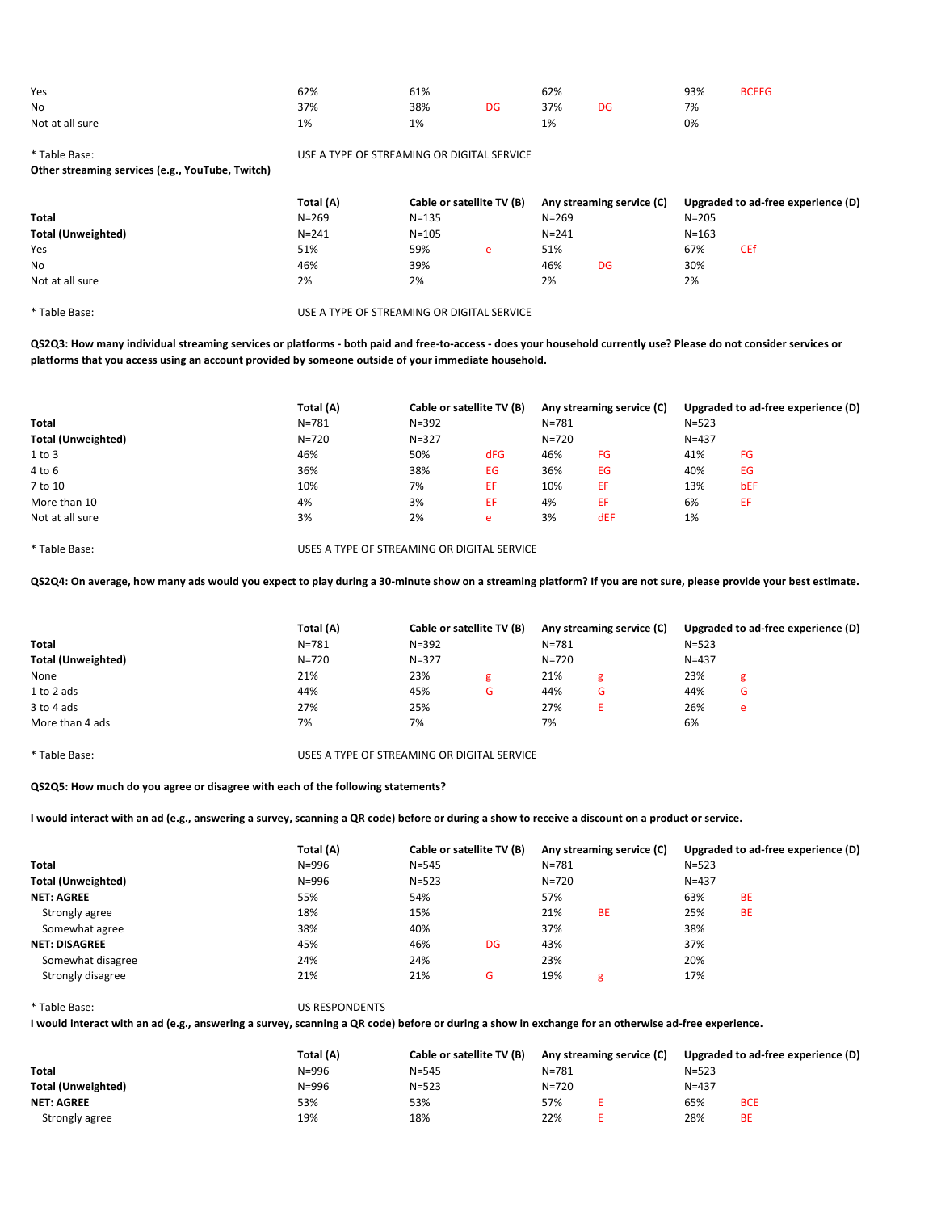| | | | | | | | | |
|---|---|---|---|---|---|---|---|---|
| Yes | 62% | 61% | | 62% | | 93% | BCEFG |
| No | 37% | 38% | DG | 37% | DG | 7% | |
| Not at all sure | 1% | 1% | | 1% | | 0% | |

* Table Base: USE A TYPE OF STREAMING OR DIGITAL SERVICE

**Other streaming services (e.g., YouTube, Twitch)**

| | Total (A) | Cable or satellite TV (B) | | Any streaming service (C) | | Upgraded to ad-free experience (D) | |
|---|---|---|---|---|---|---|---|
| **Total** | N=269 | N=135 | | N=269 | | N=205 | |
| **Total (Unweighted)** | N=241 | N=105 | | N=241 | | N=163 | |
| Yes | 51% | 59% | e | 51% | | 67% | CEf |
| No | 46% | 39% | | 46% | DG | 30% | |
| Not at all sure | 2% | 2% | | 2% | | 2% | |

* Table Base: USE A TYPE OF STREAMING OR DIGITAL SERVICE

**QS2Q3: How many individual streaming services or platforms - both paid and free-to-access - does your household currently use? Please do not consider services or platforms that you access using an account provided by someone outside of your immediate household.**

| | Total (A) | Cable or satellite TV (B) | | Any streaming service (C) | | Upgraded to ad-free experience (D) | |
|---|---|---|---|---|---|---|---|
| **Total** | N=781 | N=392 | | N=781 | | N=523 | |
| **Total (Unweighted)** | N=720 | N=327 | | N=720 | | N=437 | |
| 1 to 3 | 46% | 50% | dFG | 46% | FG | 41% | FG |
| 4 to 6 | 36% | 38% | EG | 36% | EG | 40% | EG |
| 7 to 10 | 10% | 7% | EF | 10% | EF | 13% | bEF |
| More than 10 | 4% | 3% | EF | 4% | EF | 6% | EF |
| Not at all sure | 3% | 2% | e | 3% | dEF | 1% | |

* Table Base: USES A TYPE OF STREAMING OR DIGITAL SERVICE

**QS2Q4: On average, how many ads would you expect to play during a 30-minute show on a streaming platform? If you are not sure, please provide your best estimate.**

| | Total (A) | Cable or satellite TV (B) | | Any streaming service (C) | | Upgraded to ad-free experience (D) | |
|---|---|---|---|---|---|---|---|
| **Total** | N=781 | N=392 | | N=781 | | N=523 | |
| **Total (Unweighted)** | N=720 | N=327 | | N=720 | | N=437 | |
| None | 21% | 23% | g | 21% | g | 23% | g |
| 1 to 2 ads | 44% | 45% | G | 44% | G | 44% | G |
| 3 to 4 ads | 27% | 25% | | 27% | E | 26% | e |
| More than 4 ads | 7% | 7% | | 7% | | 6% | |

* Table Base: USES A TYPE OF STREAMING OR DIGITAL SERVICE

**QS2Q5: How much do you agree or disagree with each of the following statements?**

**I would interact with an ad (e.g., answering a survey, scanning a QR code) before or during a show to receive a discount on a product or service.**

| | Total (A) | Cable or satellite TV (B) | | Any streaming service (C) | | Upgraded to ad-free experience (D) | |
|---|---|---|---|---|---|---|---|
| **Total** | N=996 | N=545 | | N=781 | | N=523 | |
| **Total (Unweighted)** | N=996 | N=523 | | N=720 | | N=437 | |
| **NET: AGREE** | 55% | 54% | | 57% | | 63% | BE |
| Strongly agree | 18% | 15% | | 21% | BE | 25% | BE |
| Somewhat agree | 38% | 40% | | 37% | | 38% | |
| **NET: DISAGREE** | 45% | 46% | DG | 43% | | 37% | |
| Somewhat disagree | 24% | 24% | | 23% | | 20% | |
| Strongly disagree | 21% | 21% | G | 19% | g | 17% | |

* Table Base: US RESPONDENTS

**I would interact with an ad (e.g., answering a survey, scanning a QR code) before or during a show in exchange for an otherwise ad-free experience.**

| | Total (A) | Cable or satellite TV (B) | | Any streaming service (C) | | Upgraded to ad-free experience (D) | |
|---|---|---|---|---|---|---|---|
| **Total** | N=996 | N=545 | | N=781 | | N=523 | |
| **Total (Unweighted)** | N=996 | N=523 | | N=720 | | N=437 | |
| **NET: AGREE** | 53% | 53% | | 57% | E | 65% | BCE |
| Strongly agree | 19% | 18% | | 22% | E | 28% | BE |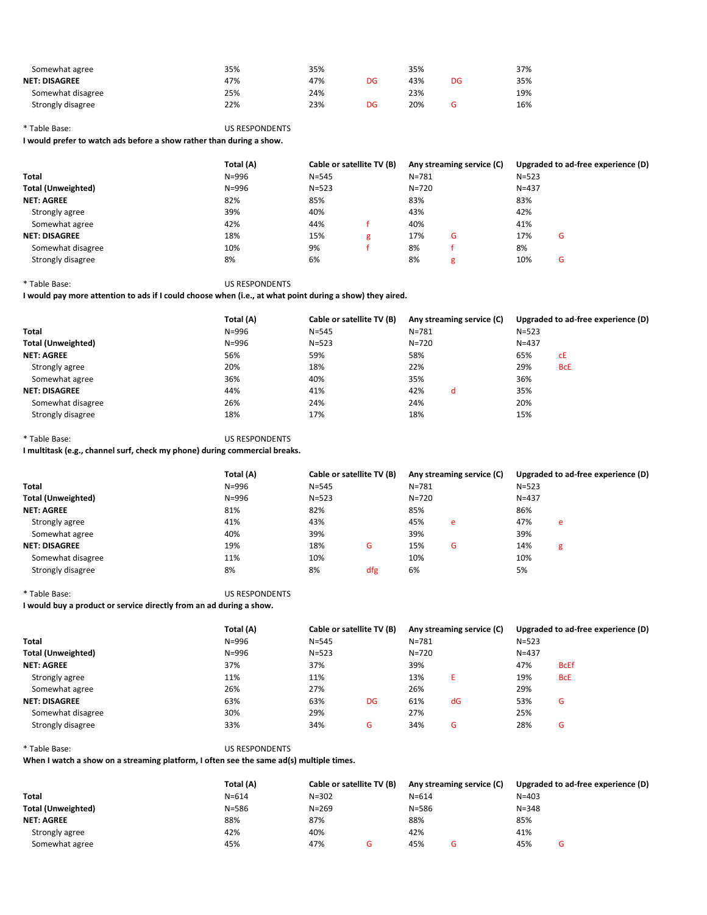| | Total (A) | Cable or satellite TV (B) | | Any streaming service (C) | | Upgraded to ad-free experience (D) | |
|---|---|---|---|---|---|---|---|
| Somewhat agree | 35% | 35% | | 35% | | 37% | |
| **NET: DISAGREE** | 47% | 47% | DG | 43% | DG | 35% | |
| Somewhat disagree | 25% | 24% | | 23% | | 19% | |
| Strongly disagree | 22% | 23% | DG | 20% | G | 16% | |

* Table Base: US RESPONDENTS

**I would prefer to watch ads before a show rather than during a show.**

| | Total (A) | Cable or satellite TV (B) | | Any streaming service (C) | | Upgraded to ad-free experience (D) | |
|---|---|---|---|---|---|---|---|
| **Total** | N=996 | N=545 | | N=781 | | N=523 | |
| **Total (Unweighted)** | N=996 | N=523 | | N=720 | | N=437 | |
| **NET: AGREE** | 82% | 85% | | 83% | | 83% | |
| Strongly agree | 39% | 40% | | 43% | | 42% | |
| Somewhat agree | 42% | 44% | f | 40% | | 41% | |
| **NET: DISAGREE** | 18% | 15% | g | 17% | G | 17% | G |
| Somewhat disagree | 10% | 9% | f | 8% | f | 8% | |
| Strongly disagree | 8% | 6% | | 8% | g | 10% | G |

* Table Base: US RESPONDENTS

**I would pay more attention to ads if I could choose when (i.e., at what point during a show) they aired.**

| | Total (A) | Cable or satellite TV (B) | | Any streaming service (C) | | Upgraded to ad-free experience (D) | |
|---|---|---|---|---|---|---|---|
| **Total** | N=996 | N=545 | | N=781 | | N=523 | |
| **Total (Unweighted)** | N=996 | N=523 | | N=720 | | N=437 | |
| **NET: AGREE** | 56% | 59% | | 58% | | 65% | cE |
| Strongly agree | 20% | 18% | | 22% | | 29% | BcE |
| Somewhat agree | 36% | 40% | | 35% | | 36% | |
| **NET: DISAGREE** | 44% | 41% | | 42% | d | 35% | |
| Somewhat disagree | 26% | 24% | | 24% | | 20% | |
| Strongly disagree | 18% | 17% | | 18% | | 15% | |

* Table Base: US RESPONDENTS

**I multitask (e.g., channel surf, check my phone) during commercial breaks.**

| | Total (A) | Cable or satellite TV (B) | | Any streaming service (C) | | Upgraded to ad-free experience (D) | |
|---|---|---|---|---|---|---|---|
| **Total** | N=996 | N=545 | | N=781 | | N=523 | |
| **Total (Unweighted)** | N=996 | N=523 | | N=720 | | N=437 | |
| **NET: AGREE** | 81% | 82% | | 85% | | 86% | |
| Strongly agree | 41% | 43% | | 45% | e | 47% | e |
| Somewhat agree | 40% | 39% | | 39% | | 39% | |
| **NET: DISAGREE** | 19% | 18% | G | 15% | G | 14% | g |
| Somewhat disagree | 11% | 10% | | 10% | | 10% | |
| Strongly disagree | 8% | 8% | dfg | 6% | | 5% | |

* Table Base: US RESPONDENTS

**I would buy a product or service directly from an ad during a show.**

| | Total (A) | Cable or satellite TV (B) | | Any streaming service (C) | | Upgraded to ad-free experience (D) | |
|---|---|---|---|---|---|---|---|
| **Total** | N=996 | N=545 | | N=781 | | N=523 | |
| **Total (Unweighted)** | N=996 | N=523 | | N=720 | | N=437 | |
| **NET: AGREE** | 37% | 37% | | 39% | | 47% | BcEf |
| Strongly agree | 11% | 11% | | 13% | E | 19% | BcE |
| Somewhat agree | 26% | 27% | | 26% | | 29% | |
| **NET: DISAGREE** | 63% | 63% | DG | 61% | dG | 53% | G |
| Somewhat disagree | 30% | 29% | | 27% | | 25% | |
| Strongly disagree | 33% | 34% | G | 34% | G | 28% | G |

* Table Base: US RESPONDENTS

**When I watch a show on a streaming platform, I often see the same ad(s) multiple times.**

| | Total (A) | Cable or satellite TV (B) | | Any streaming service (C) | | Upgraded to ad-free experience (D) | |
|---|---|---|---|---|---|---|---|
| **Total** | N=614 | N=302 | | N=614 | | N=403 | |
| **Total (Unweighted)** | N=586 | N=269 | | N=586 | | N=348 | |
| **NET: AGREE** | 88% | 87% | | 88% | | 85% | |
| Strongly agree | 42% | 40% | | 42% | | 41% | |
| Somewhat agree | 45% | 47% | G | 45% | G | 45% | G |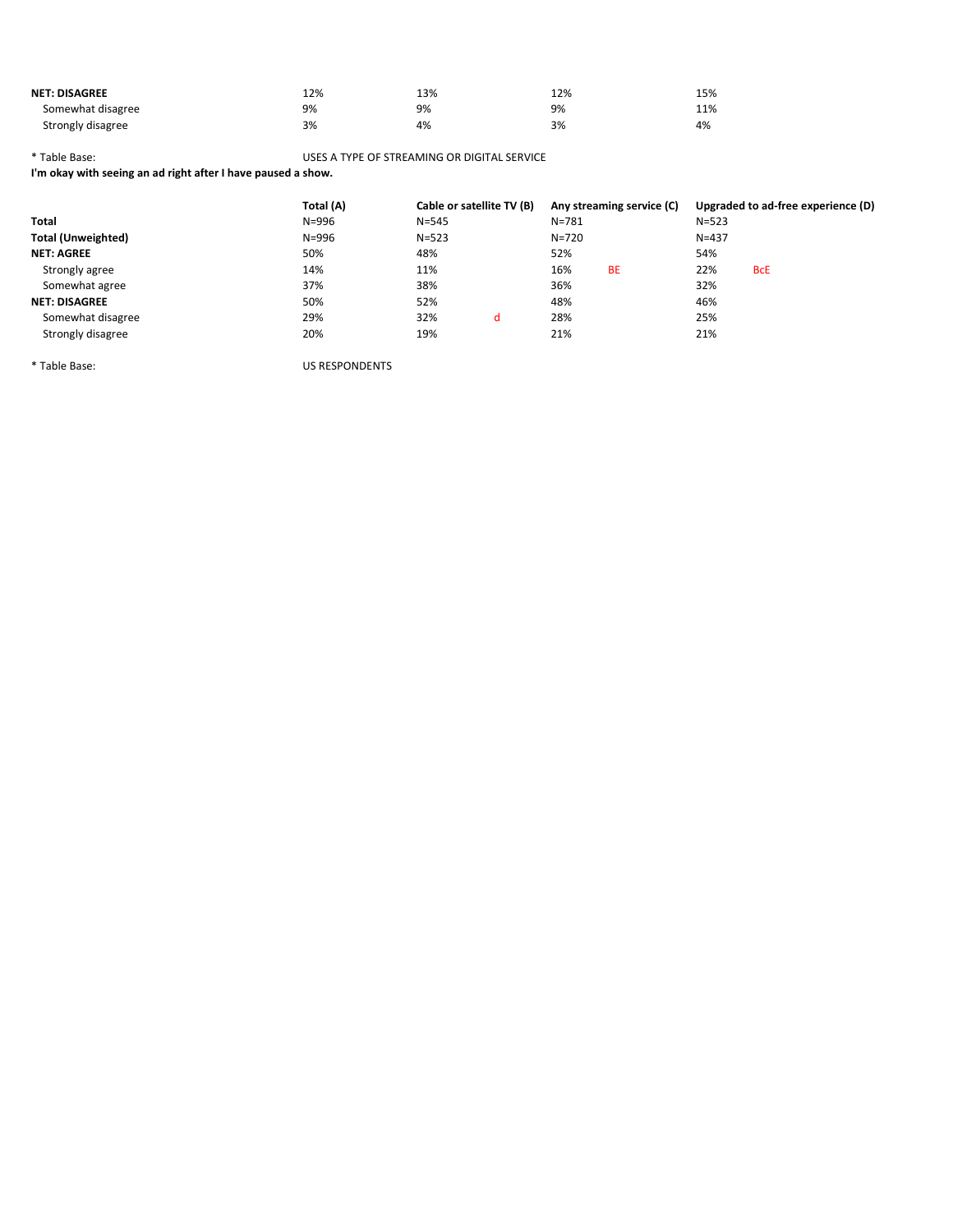| | | | | |
|---|---|---|---|---|
| **NET: DISAGREE** | 12% | 13% | 12% | 15% |
| Somewhat disagree | 9% | 9% | 9% | 11% |
| Strongly disagree | 3% | 4% | 3% | 4% |

* Table Base: USES A TYPE OF STREAMING OR DIGITAL SERVICE

**I'm okay with seeing an ad right after I have paused a show.**

| | Total (A) | Cable or satellite TV (B) | Any streaming service (C) | Upgraded to ad-free experience (D) |
|---|---|---|---|---|
| **Total** | N=996 | N=545 | N=781 | N=523 |
| **Total (Unweighted)** | N=996 | N=523 | N=720 | N=437 |
| **NET: AGREE** | 50% | 48% | 52% | 54% |
| Strongly agree | 14% | 11% | 16% BE | 22% BcE |
| Somewhat agree | 37% | 38% | 36% | 32% |
| **NET: DISAGREE** | 50% | 52% | 48% | 46% |
| Somewhat disagree | 29% | 32% d | 28% | 25% |
| Strongly disagree | 20% | 19% | 21% | 21% |

* Table Base: US RESPONDENTS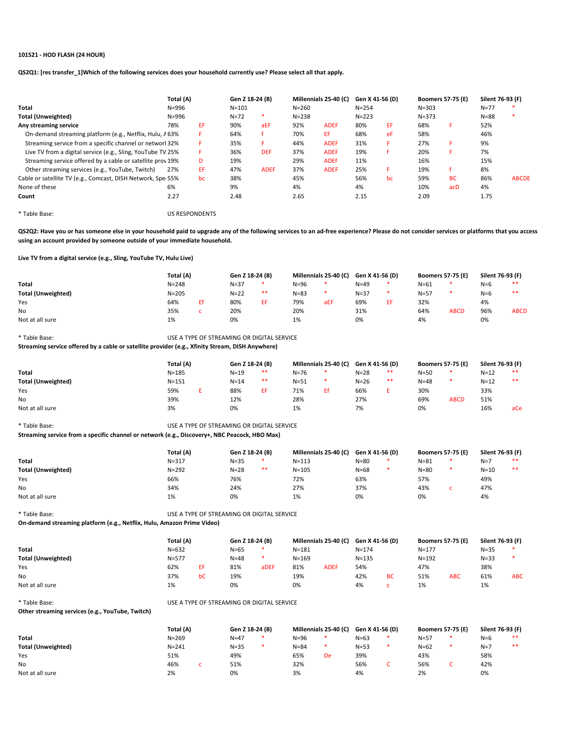**101521 - HOD FLASH (24 HOUR)**

**QS2Q1: [res transfer_1]Which of the following services does your household currently use? Please select all that apply.**

| | Total (A) | | Gen Z 18-24 (B) | | Millennials 25-40 (C) | | Gen X 41-56 (D) | | Boomers 57-75 (E) | | Silent 76-93 (F) | |
|---|---|---|---|---|---|---|---|---|---|---|---|---|
| **Total** | N=996 | | N=101 | | N=260 | | N=254 | | N=303 | | N=77 | * |
| **Total (Unweighted)** | N=996 | | N=72 | * | N=238 | | N=223 | | N=373 | | N=88 | * |
| **Any streaming service** | 78% | EF | 90% | aEF | 92% | ADEF | 80% | EF | 68% | F | 52% | |
| On-demand streaming platform (e.g., Netflix, Hulu, A | 63% | F | 64% | f | 70% | EF | 68% | eF | 58% | | 46% | |
| Streaming service from a specific channel or networl | 32% | F | 35% | F | 44% | ADEF | 31% | F | 27% | F | 9% | |
| Live TV from a digital service (e.g., Sling, YouTube TV | 25% | F | 36% | DEF | 37% | ADEF | 19% | f | 20% | F | 7% | |
| Streaming service offered by a cable or satellite prov | 19% | D | 19% | | 29% | ADEf | 11% | | 16% | | 15% | |
| Other streaming services (e.g., YouTube, Twitch) | 27% | EF | 47% | ADEF | 37% | ADEF | 25% | F | 19% | f | 8% | |
| Cable or satellite TV (e.g., Comcast, DISH Network, Spe | 55% | bc | 38% | | 45% | | 56% | bc | 59% | BC | 86% | ABCDE |
| None of these | 6% | | 9% | | 4% | | 4% | | 10% | acD | 4% | |
| **Count** | 2.27 | | 2.48 | | 2.65 | | 2.15 | | 2.09 | | 1.75 | |

* Table Base: US RESPONDENTS

**QS2Q2: Have you or has someone else in your household paid to upgrade any of the following services to an ad-free experience? Please do not consider services or platforms that you access using an account provided by someone outside of your immediate household.**

**Live TV from a digital service (e.g., Sling, YouTube TV, Hulu Live)**

| | Total (A) | | Gen Z 18-24 (B) | | Millennials 25-40 (C) | | Gen X 41-56 (D) | | Boomers 57-75 (E) | | Silent 76-93 (F) | |
|---|---|---|---|---|---|---|---|---|---|---|---|---|
| **Total** | N=248 | | N=37 | * | N=96 | * | N=49 | * | N=61 | * | N=6 | ** |
| **Total (Unweighted)** | N=205 | | N=22 | ** | N=83 | * | N=37 | * | N=57 | * | N=6 | ** |
| Yes | 64% | Ef | 80% | EF | 79% | aEF | 69% | EF | 32% | | 4% | |
| No | 35% | c | 20% | | 20% | | 31% | | 64% | ABCD | 96% | ABCD |
| Not at all sure | 1% | | 0% | | 1% | | 0% | | 4% | | 0% | |

* Table Base: USE A TYPE OF STREAMING OR DIGITAL SERVICE

**Streaming service offered by a cable or satellite provider (e.g., Xfinity Stream, DISH Anywhere)**

| | Total (A) | | Gen Z 18-24 (B) | | Millennials 25-40 (C) | | Gen X 41-56 (D) | | Boomers 57-75 (E) | | Silent 76-93 (F) | |
|---|---|---|---|---|---|---|---|---|---|---|---|---|
| **Total** | N=185 | | N=19 | ** | N=76 | * | N=28 | ** | N=50 | * | N=12 | ** |
| **Total (Unweighted)** | N=151 | | N=14 | ** | N=51 | * | N=26 | ** | N=48 | * | N=12 | ** |
| Yes | 59% | E | 88% | EF | 71% | Ef | 66% | E | 30% | | 33% | |
| No | 39% | | 12% | | 28% | | 27% | | 69% | ABCD | 51% | |
| Not at all sure | 3% | | 0% | | 1% | | 7% | | 0% | | 16% | aCe |

* Table Base: USE A TYPE OF STREAMING OR DIGITAL SERVICE

**Streaming service from a specific channel or network (e.g., Discovery+, NBC Peacock, HBO Max)**

| | Total (A) | | Gen Z 18-24 (B) | | Millennials 25-40 (C) | | Gen X 41-56 (D) | | Boomers 57-75 (E) | | Silent 76-93 (F) | |
|---|---|---|---|---|---|---|---|---|---|---|---|---|
| **Total** | N=317 | | N=35 | * | N=113 | | N=80 | * | N=81 | * | N=7 | ** |
| **Total (Unweighted)** | N=292 | | N=28 | ** | N=105 | | N=68 | * | N=80 | * | N=10 | ** |
| Yes | 66% | | 76% | | 72% | | 63% | | 57% | | 49% | |
| No | 34% | | 24% | | 27% | | 37% | | 43% | c | 47% | |
| Not at all sure | 1% | | 0% | | 1% | | 0% | | 0% | | 4% | |

* Table Base: USE A TYPE OF STREAMING OR DIGITAL SERVICE

**On-demand streaming platform (e.g., Netflix, Hulu, Amazon Prime Video)**

| | Total (A) | | Gen Z 18-24 (B) | | Millennials 25-40 (C) | | Gen X 41-56 (D) | | Boomers 57-75 (E) | | Silent 76-93 (F) | |
|---|---|---|---|---|---|---|---|---|---|---|---|---|
| **Total** | N=632 | | N=65 | * | N=181 | | N=174 | | N=177 | | N=35 | * |
| **Total (Unweighted)** | N=577 | | N=48 | * | N=169 | | N=135 | | N=192 | | N=33 | * |
| Yes | 62% | EF | 81% | aDEF | 81% | ADEF | 54% | | 47% | | 38% | |
| No | 37% | bC | 19% | | 19% | | 42% | BC | 51% | ABC | 61% | ABC |
| Not at all sure | 1% | | 0% | | 0% | | 4% | c | 1% | | 1% | |

* Table Base: USE A TYPE OF STREAMING OR DIGITAL SERVICE

**Other streaming services (e.g., YouTube, Twitch)**

| | Total (A) | | Gen Z 18-24 (B) | | Millennials 25-40 (C) | | Gen X 41-56 (D) | | Boomers 57-75 (E) | | Silent 76-93 (F) | |
|---|---|---|---|---|---|---|---|---|---|---|---|---|
| **Total** | N=269 | | N=47 | * | N=96 | * | N=63 | * | N=57 | * | N=6 | ** |
| **Total (Unweighted)** | N=241 | | N=35 | * | N=84 | * | N=53 | * | N=62 | * | N=7 | ** |
| Yes | 51% | | 49% | | 65% | De | 39% | | 43% | | 58% | |
| No | 46% | c | 51% | | 32% | | 56% | C | 56% | C | 42% | |
| Not at all sure | 2% | | 0% | | 3% | | 4% | | 2% | | 0% | |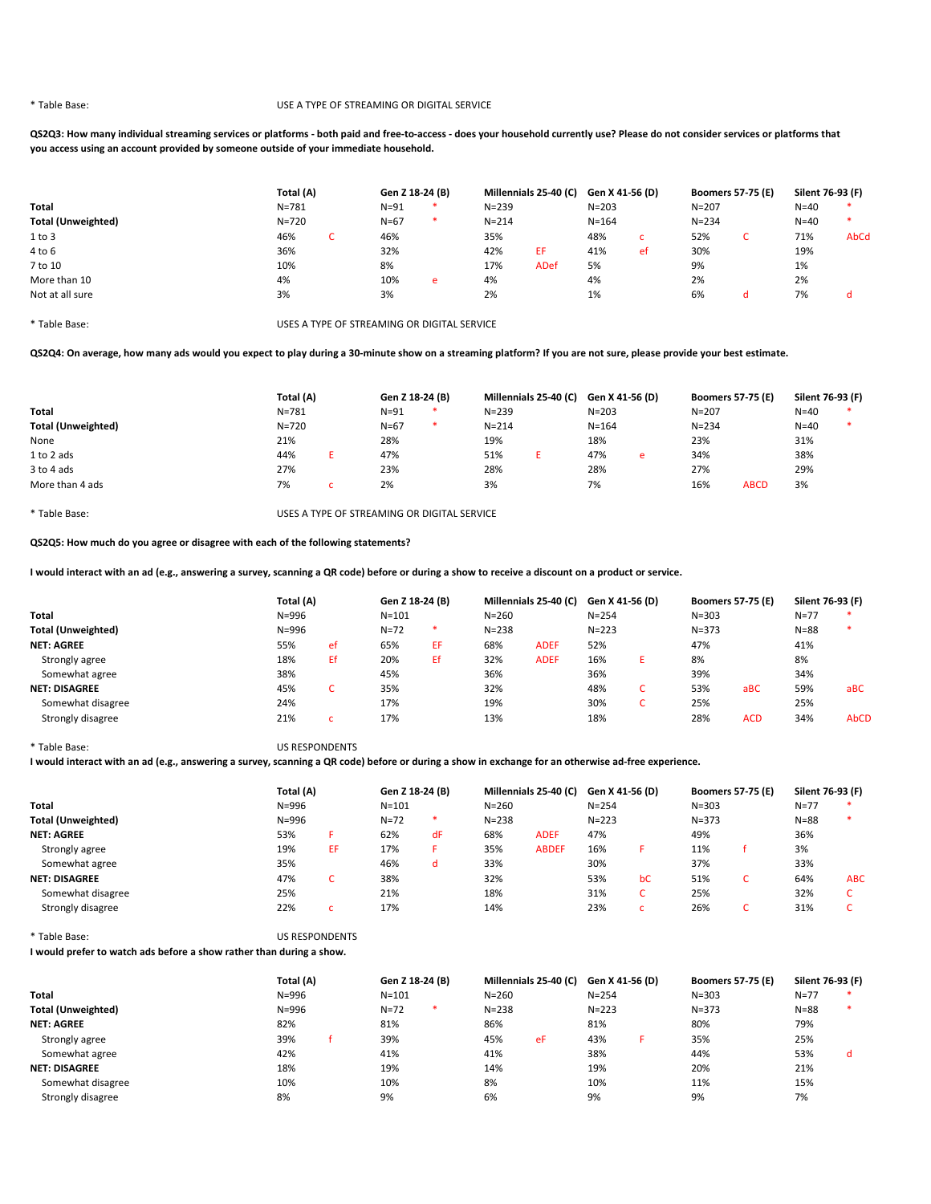\* Table Base: USE A TYPE OF STREAMING OR DIGITAL SERVICE

**QS2Q3: How many individual streaming services or platforms - both paid and free-to-access - does your household currently use? Please do not consider services or platforms that you access using an account provided by someone outside of your immediate household.**

| | Total (A) | | Gen Z 18-24 (B) | | Millennials 25-40 (C) | | Gen X 41-56 (D) | | Boomers 57-75 (E) | | Silent 76-93 (F) | |
|---|---|---|---|---|---|---|---|---|---|---|---|---|
| **Total** | N=781 | | N=91 | * | N=239 | | N=203 | | N=207 | | N=40 | * |
| **Total (Unweighted)** | N=720 | | N=67 | * | N=214 | | N=164 | | N=234 | | N=40 | * |
| 1 to 3 | 46% | C | 46% | | 35% | | 48% | c | 52% | C | 71% | AbCd |
| 4 to 6 | 36% | | 32% | | 42% | EF | 41% | ef | 30% | | 19% | |
| 7 to 10 | 10% | | 8% | | 17% | ADef | 5% | | 9% | | 1% | |
| More than 10 | 4% | | 10% | e | 4% | | 4% | | 2% | | 2% | |
| Not at all sure | 3% | | 3% | | 2% | | 1% | | 6% | d | 7% | d |

\* Table Base: USES A TYPE OF STREAMING OR DIGITAL SERVICE

**QS2Q4: On average, how many ads would you expect to play during a 30-minute show on a streaming platform? If you are not sure, please provide your best estimate.**

| | Total (A) | | Gen Z 18-24 (B) | | Millennials 25-40 (C) | | Gen X 41-56 (D) | | Boomers 57-75 (E) | | Silent 76-93 (F) | |
|---|---|---|---|---|---|---|---|---|---|---|---|---|
| **Total** | N=781 | | N=91 | * | N=239 | | N=203 | | N=207 | | N=40 | * |
| **Total (Unweighted)** | N=720 | | N=67 | * | N=214 | | N=164 | | N=234 | | N=40 | * |
| None | 21% | | 28% | | 19% | | 18% | | 23% | | 31% | |
| 1 to 2 ads | 44% | E | 47% | | 51% | E | 47% | e | 34% | | 38% | |
| 3 to 4 ads | 27% | | 23% | | 28% | | 28% | | 27% | | 29% | |
| More than 4 ads | 7% | c | 2% | | 3% | | 7% | | 16% | ABCD | 3% | |

\* Table Base: USES A TYPE OF STREAMING OR DIGITAL SERVICE

**QS2Q5: How much do you agree or disagree with each of the following statements?**

**I would interact with an ad (e.g., answering a survey, scanning a QR code) before or during a show to receive a discount on a product or service.**

| | Total (A) | | Gen Z 18-24 (B) | | Millennials 25-40 (C) | | Gen X 41-56 (D) | | Boomers 57-75 (E) | | Silent 76-93 (F) | |
|---|---|---|---|---|---|---|---|---|---|---|---|---|
| **Total** | N=996 | | N=101 | | N=260 | | N=254 | | N=303 | | N=77 | * |
| **Total (Unweighted)** | N=996 | | N=72 | * | N=238 | | N=223 | | N=373 | | N=88 | * |
| **NET: AGREE** | 55% | ef | 65% | EF | 68% | ADEF | 52% | | 47% | | 41% | |
| Strongly agree | 18% | Ef | 20% | Ef | 32% | ADEF | 16% | E | 8% | | 8% | |
| Somewhat agree | 38% | | 45% | | 36% | | 36% | | 39% | | 34% | |
| **NET: DISAGREE** | 45% | C | 35% | | 32% | | 48% | C | 53% | aBC | 59% | aBC |
| Somewhat disagree | 24% | | 17% | | 19% | | 30% | C | 25% | | 25% | |
| Strongly disagree | 21% | c | 17% | | 13% | | 18% | | 28% | ACD | 34% | AbCD |

\* Table Base: US RESPONDENTS

**I would interact with an ad (e.g., answering a survey, scanning a QR code) before or during a show in exchange for an otherwise ad-free experience.**

| | Total (A) | | Gen Z 18-24 (B) | | Millennials 25-40 (C) | | Gen X 41-56 (D) | | Boomers 57-75 (E) | | Silent 76-93 (F) | |
|---|---|---|---|---|---|---|---|---|---|---|---|---|
| **Total** | N=996 | | N=101 | | N=260 | | N=254 | | N=303 | | N=77 | * |
| **Total (Unweighted)** | N=996 | | N=72 | * | N=238 | | N=223 | | N=373 | | N=88 | * |
| **NET: AGREE** | 53% | F | 62% | dF | 68% | ADEF | 47% | | 49% | | 36% | |
| Strongly agree | 19% | EF | 17% | F | 35% | ABDEF | 16% | F | 11% | f | 3% | |
| Somewhat agree | 35% | | 46% | d | 33% | | 30% | | 37% | | 33% | |
| **NET: DISAGREE** | 47% | C | 38% | | 32% | | 53% | bC | 51% | C | 64% | ABC |
| Somewhat disagree | 25% | | 21% | | 18% | | 31% | C | 25% | | 32% | C |
| Strongly disagree | 22% | c | 17% | | 14% | | 23% | c | 26% | C | 31% | C |

\* Table Base: US RESPONDENTS

**I would prefer to watch ads before a show rather than during a show.**

| | Total (A) | | Gen Z 18-24 (B) | | Millennials 25-40 (C) | | Gen X 41-56 (D) | | Boomers 57-75 (E) | | Silent 76-93 (F) | |
|---|---|---|---|---|---|---|---|---|---|---|---|---|
| **Total** | N=996 | | N=101 | | N=260 | | N=254 | | N=303 | | N=77 | * |
| **Total (Unweighted)** | N=996 | | N=72 | * | N=238 | | N=223 | | N=373 | | N=88 | * |
| **NET: AGREE** | 82% | | 81% | | 86% | | 81% | | 80% | | 79% | |
| Strongly agree | 39% | f | 39% | | 45% | eF | 43% | F | 35% | | 25% | |
| Somewhat agree | 42% | | 41% | | 41% | | 38% | | 44% | | 53% | d |
| **NET: DISAGREE** | 18% | | 19% | | 14% | | 19% | | 20% | | 21% | |
| Somewhat disagree | 10% | | 10% | | 8% | | 10% | | 11% | | 15% | |
| Strongly disagree | 8% | | 9% | | 6% | | 9% | | 9% | | 7% | |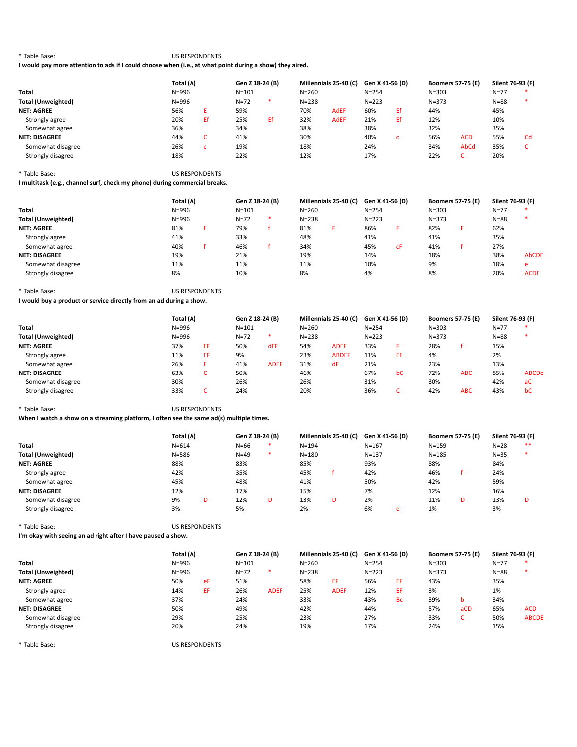\* Table Base: US RESPONDENTS

**I would pay more attention to ads if I could choose when (i.e., at what point during a show) they aired.**

| | Total (A) | | Gen Z 18-24 (B) | | Millennials 25-40 (C) | | Gen X 41-56 (D) | | Boomers 57-75 (E) | | Silent 76-93 (F) | |
|---|---|---|---|---|---|---|---|---|---|---|---|---|
| **Total** | N=996 | | N=101 | | N=260 | | N=254 | | N=303 | | N=77 | * |
| **Total (Unweighted)** | N=996 | | N=72 | * | N=238 | | N=223 | | N=373 | | N=88 | * |
| **NET: AGREE** | 56% | E | 59% | | 70% | AdEF | 60% | Ef | 44% | | 45% | |
| Strongly agree | 20% | Ef | 25% | Ef | 32% | AdEF | 21% | Ef | 12% | | 10% | |
| Somewhat agree | 36% | | 34% | | 38% | | 38% | | 32% | | 35% | |
| **NET: DISAGREE** | 44% | C | 41% | | 30% | | 40% | c | 56% | ACD | 55% | Cd |
| Somewhat disagree | 26% | c | 19% | | 18% | | 24% | | 34% | AbCd | 35% | C |
| Strongly disagree | 18% | | 22% | | 12% | | 17% | | 22% | C | 20% | |

\* Table Base: US RESPONDENTS

**I multitask (e.g., channel surf, check my phone) during commercial breaks.**

| | Total (A) | | Gen Z 18-24 (B) | | Millennials 25-40 (C) | | Gen X 41-56 (D) | | Boomers 57-75 (E) | | Silent 76-93 (F) | |
|---|---|---|---|---|---|---|---|---|---|---|---|---|
| **Total** | N=996 | | N=101 | | N=260 | | N=254 | | N=303 | | N=77 | * |
| **Total (Unweighted)** | N=996 | | N=72 | * | N=238 | | N=223 | | N=373 | | N=88 | * |
| **NET: AGREE** | 81% | F | 79% | f | 81% | F | 86% | F | 82% | F | 62% | |
| Strongly agree | 41% | | 33% | | 48% | | 41% | | 41% | | 35% | |
| Somewhat agree | 40% | f | 46% | f | 34% | | 45% | cF | 41% | f | 27% | |
| **NET: DISAGREE** | 19% | | 21% | | 19% | | 14% | | 18% | | 38% | AbCDE |
| Somewhat disagree | 11% | | 11% | | 11% | | 10% | | 9% | | 18% | e |
| Strongly disagree | 8% | | 10% | | 8% | | 4% | | 8% | | 20% | ACDE |

\* Table Base: US RESPONDENTS

**I would buy a product or service directly from an ad during a show.**

| | Total (A) | | Gen Z 18-24 (B) | | Millennials 25-40 (C) | | Gen X 41-56 (D) | | Boomers 57-75 (E) | | Silent 76-93 (F) | |
|---|---|---|---|---|---|---|---|---|---|---|---|---|
| **Total** | N=996 | | N=101 | | N=260 | | N=254 | | N=303 | | N=77 | * |
| **Total (Unweighted)** | N=996 | | N=72 | * | N=238 | | N=223 | | N=373 | | N=88 | * |
| **NET: AGREE** | 37% | EF | 50% | dEF | 54% | ADEF | 33% | F | 28% | f | 15% | |
| Strongly agree | 11% | EF | 9% | | 23% | ABDEF | 11% | EF | 4% | | 2% | |
| Somewhat agree | 26% | F | 41% | ADEF | 31% | dF | 21% | | 23% | | 13% | |
| **NET: DISAGREE** | 63% | C | 50% | | 46% | | 67% | bC | 72% | ABC | 85% | ABCDe |
| Somewhat disagree | 30% | | 26% | | 26% | | 31% | | 30% | | 42% | aC |
| Strongly disagree | 33% | C | 24% | | 20% | | 36% | C | 42% | ABC | 43% | bC |

\* Table Base: US RESPONDENTS

**When I watch a show on a streaming platform, I often see the same ad(s) multiple times.**

| | Total (A) | | Gen Z 18-24 (B) | | Millennials 25-40 (C) | | Gen X 41-56 (D) | | Boomers 57-75 (E) | | Silent 76-93 (F) | |
|---|---|---|---|---|---|---|---|---|---|---|---|---|
| **Total** | N=614 | | N=66 | * | N=194 | | N=167 | | N=159 | | N=28 | ** |
| **Total (Unweighted)** | N=586 | | N=49 | * | N=180 | | N=137 | | N=185 | | N=35 | * |
| **NET: AGREE** | 88% | | 83% | | 85% | | 93% | | 88% | | 84% | |
| Strongly agree | 42% | | 35% | | 45% | f | 42% | | 46% | f | 24% | |
| Somewhat agree | 45% | | 48% | | 41% | | 50% | | 42% | | 59% | |
| **NET: DISAGREE** | 12% | | 17% | | 15% | | 7% | | 12% | | 16% | |
| Somewhat disagree | 9% | D | 12% | D | 13% | D | 2% | | 11% | D | 13% | D |
| Strongly disagree | 3% | | 5% | | 2% | | 6% | e | 1% | | 3% | |

\* Table Base: US RESPONDENTS

**I'm okay with seeing an ad right after I have paused a show.**

| | Total (A) | | Gen Z 18-24 (B) | | Millennials 25-40 (C) | | Gen X 41-56 (D) | | Boomers 57-75 (E) | | Silent 76-93 (F) | |
|---|---|---|---|---|---|---|---|---|---|---|---|---|
| **Total** | N=996 | | N=101 | | N=260 | | N=254 | | N=303 | | N=77 | * |
| **Total (Unweighted)** | N=996 | | N=72 | * | N=238 | | N=223 | | N=373 | | N=88 | * |
| **NET: AGREE** | 50% | eF | 51% | | 58% | EF | 56% | EF | 43% | | 35% | |
| Strongly agree | 14% | EF | 26% | ADEF | 25% | ADEF | 12% | EF | 3% | | 1% | |
| Somewhat agree | 37% | | 24% | | 33% | | 43% | Bc | 39% | b | 34% | |
| **NET: DISAGREE** | 50% | | 49% | | 42% | | 44% | | 57% | aCD | 65% | ACD |
| Somewhat disagree | 29% | | 25% | | 23% | | 27% | | 33% | C | 50% | ABCDE |
| Strongly disagree | 20% | | 24% | | 19% | | 17% | | 24% | | 15% | |

\* Table Base: US RESPONDENTS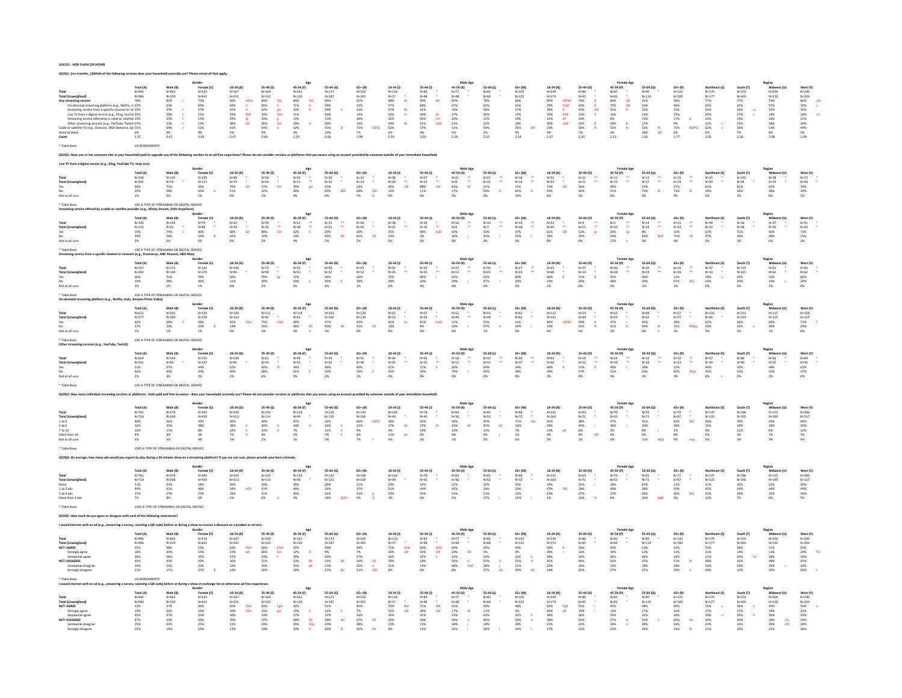101521 - HOD FLASH (24 HOUR)

**QS2Q1: [res transfer_1]Which of the following services does your household currently use? Please select all that apply.**

| | | Gender | | Age | | | | | Male Age | | | | | Female Age | | | | | Region | | | |
|---|---|---|---|---|---|---|---|---|---|---|---|---|---|---|---|---|---|---|---|---|---|---|
| | Total (A) | Male (B) | Female (C) | 18-34 (D) | 35-44 (E) | 45-54 (F) | 55-64 (G) | 65+ (H) | 18-34 (I) | 35-44 (J) | 45-54 (K) | 55-64 (L) | 65+ (M) | 18-34 (N) | 35-44 (O) | 45-54 (P) | 55-64 (Q) | 65+ (R) | Northeast (S) | South (T) | Midwest (U) | West (V) |
| Total | N=996 | N=463 | N=524 | N=267 | N=169 | N=161 | N=173 | N=226 | N=118 | N=83 | N=77 * | N=83 * | N=103 | N=149 | N=86 | N=83 * | N=90 * | N=123 | N=179 | N=373 | N=204 | N=240 |
| Total (Unweighted) | N=996 | N=339 | N=642 | N=231 | N=143 | N=130 | N=187 | N=305 | N=57 * | N=48 * | N=48 * | N=68 * | N=122 | N=174 | N=95 | N=82 * | N=119 | N=183 | N=177 | N=405 | N=210 | N=204 |
| Any streaming service | 78% | 82% c | 75% | 92% eFGH | 84% GH | 84% GH | 69% | 62% | 88% M | 94% lM | 83% | 78% | 66% | 95% OPQR | 74% R | 84% QR | 61% | 58% | 77% | 77% | 74% | 86% stU |
| On-demand streaming platform (e.g., Netflix, H | 63% | 63% | 64% | 69% H | 65% h | 71% H | 59% | 53% | 57% | 68% | 67% | 65% | 61% | 79% OQR | 63% R | 75% QR | 54% | 46% | 65% | 62% | 57% | 70% u |
| Streaming service from a specific channel or ne | 32% | 37% C | 27% | 37% H | 42% gH | 33% H | 29% h | 19% | 47% M | 41% | 35% | 36% | 27% | 30% R | 43% QR | 31% R | 22% | 13% | 26% | 36% su | 25% | 35% |
| Live TV from a digital service (e.g., Sling, YouTu | 25% | 29% C | 21% | 33% FGH | 34% FGH | 21% | 20% | 14% | 32% m | 44% M | 27% | 26% | 17% | 34% PQR | 24% R | 16% | 12% | 10% | 27% | 27% u | 18% | 30% sU |
| Streaming service offered by a cable or satellite | 19% | 22% C | 15% | 23% fg | 23% g | 13% | 13% | 18% | 26% | 26% Lm | 20% | 12% | 19% | 21% oP | 10% | 6% | 15% | 17% p | 23% | 15% | 18% | 21% |
| Other streaming services (e.g., YouTube, Twitch | 27% | 31% c | 23% | 38% GH | 36% GH | 26% H | 20% | 14% | 39% M | 51% KLM | 23% | 22% | 19% | 36% oQR | 22% R | 29% R | 17% | 9% | 32% t | 23% | 28% | 29% |
| Cable or satellite TV (e.g., Comcast, DISH Network, Sp | 55% | 59% c | 51% | 41% | 54% d | 52% | 55% D | 73% DEFG | 52% | 57% | 51% | 59% | 76% IJKl | 33% | 50% N | 52% N | 52% N | 71% NOPQ | 62% v | 56% | 53% | 49% |
| None of these | 6% | 5% | 8% | 5% | 5% | 4% | 10% | 7% | 6% | 4% | 5% | 3% | 5% | 5% | 7% | 3% | 16% NP | 9% | 5% | 7% | 8% | 5% |
| Count | 2.27 | 2.47 | 2.09 | 2.47 | 2.60 | 2.20 | 2.06 | 1.99 | 2.59 | 3.01 | 2.28 | 2.23 | 2.24 | 2.37 | 2.20 | 2.12 | 1.91 | 1.77 | 2.32 | 2.26 | 2.08 | 2.39 |

* Table Base: US RESPONDENTS

**QS2Q2: Have you or has someone else in your household paid to upgrade any of the following services to an ad-free experience? Please do not consider services or platforms that you access using an account provided by someone outside of your immediate household.**

**Live TV from a digital service (e.g., Sling, YouTube TV, Hulu Live)**

| | | Gender | | Age | | | | | Male Age | | | | | Female Age | | | | | Region | | | |
|---|---|---|---|---|---|---|---|---|---|---|---|---|---|---|---|---|---|---|---|---|---|---|
| | Total (A) | Male (B) | Female (C) | 18-34 (D) | 35-44 (E) | 45-54 (F) | 55-64 (G) | 65+ (H) | 18-34 (I) | 35-44 (J) | 45-54 (K) | 55-64 (L) | 65+ (M) | 18-34 (N) | 35-44 (O) | 45-54 (P) | 55-64 (Q) | 65+ (R) | Northeast (S) | South (T) | Midwest (U) | West (V) |
| Total | N=248 | N=135 | N=109 | N=89 | N=58 * | N=34 * | N=35 * | N=32 * | N=38 * | N=37 * | N=21 ** | N=21 ** | N=18 ** | N=50 * | N=21 ** | N=13 ** | N=13 ** | N=15 ** | N=35 * | N=102 | N=38 * | N=73 * |
| Total (Unweighted) | N=205 | N=79 * | N=121 | N=75 * | N=44 * | N=21 ** | N=32 * | N=33 * | N=20 ** | N=23 ** | N=8 ** | N=15 ** | N=14 ** | N=55 * | N=21 ** | N=13 ** | N=17 ** | N=19 ** | N=34 * | N=94 * | N=33 * | N=44 * |
| Yes | 64% | 70% | 56% | 79% GH | 77% GH | 70% gH | 35% | 24% | 85% LM | 89% LM | 83% M | 41% | 21% | 75% QR | 56% | 49% | 25% | 27% | 61% | 61% | 62% | 70% |
| No | 35% | 28% | 43% b | 21% | 22% | 30% | 65% DEF | 69% DEF | 15% | 11% | 17% | 59% IJ | 65% IJ | 25% | 40% | 51% | 75% Nj | 73% N | 39% | 36% | 38% | 29% |
| Not at all sure | 1% | 2% | 1% | 0% | 1% | 0% | 0% | 7% d | 0% | 0% | 0% | 0% | 14% | 0% | 3% | 0% | 0% | 0% | 0% | 2% | 0% | 1% |

* Table Base: USE A TYPE OF STREAMING OR DIGITAL SERVICE

**Streaming service offered by a cable or satellite provider (e.g., Xfinity Stream, DISH Anywhere)**

| | | Gender | | Age | | | | | Male Age | | | | | Female Age | | | | | Region | | | |
|---|---|---|---|---|---|---|---|---|---|---|---|---|---|---|---|---|---|---|---|---|---|---|
| | Total (A) | Male (B) | Female (C) | 18-34 (D) | 35-44 (E) | 45-54 (F) | 55-64 (G) | 65+ (H) | 18-34 (I) | 35-44 (J) | 45-54 (K) | 55-64 (L) | 65+ (M) | 18-34 (N) | 35-44 (O) | 45-54 (P) | 55-64 (Q) | 65+ (R) | Northeast (S) | South (T) | Midwest (U) | West (V) |
| Total | N=185 | N=104 | N=79 * | N=62 * | N=39 * | N=21 ** | N=23 ** | N=40 * | N=30 * | N=30 * | N=16 ** | N=10 ** | N=19 ** | N=31 * | N=9 ** | N=5 ** | N=14 ** | N=21 ** | N=40 * | N=56 * | N=37 * | N=51 * |
| Total (Unweighted) | N=151 | N=62 * | N=86 * | N=44 * | N=26 ** | N=18 ** | N=21 ** | N=42 * | N=15 ** | N=15 ** | N=8 ** | N=7 ** | N=18 ** | N=29 ** | N=10 ** | N=10 ** | N=14 ** | N=24 ** | N=33 * | N=58 * | N=30 * | N=30 * |
| Yes | 59% | 74% C | 40% | 68% GH | 88% GH | 63% h | 29% | 30% | 76% | 98% KLM | 64% | 59% | 47% | 61% QR | 53% qr | 59% Qr | 8% | 16% | 63% | 51% | 46% | 73% |
| No | 39% | 26% | 54% B | 32% | 10% | 33% | 66% DE | 65% DE | 24% | 2% | 36% j | 41% J | 53% J | 39% | 39% | 24% | 83% NoP | 75% nP | 37% | 46% | 48% | 25% |
| Not at all sure | 3% | 0% | 6% | 0% | 2% | 4% | 5% | 5% | 0% | 0% | 0% | 0% | 0% | 0% | 8% | 17% n | 9% | 9% | 0% | 3% | 6% | 2% |

* Table Base: USE A TYPE OF STREAMING OR DIGITAL SERVICE

**Streaming service from a specific channel or network (e.g., Discovery+, NBC Peacock, HBO Max)**

| | | Gender | | Age | | | | | Male Age | | | | | Female Age | | | | | Region | | | |
|---|---|---|---|---|---|---|---|---|---|---|---|---|---|---|---|---|---|---|---|---|---|---|
| | Total (A) | Male (B) | Female (C) | 18-34 (D) | 35-44 (E) | 45-54 (F) | 55-64 (G) | 65+ (H) | 18-34 (I) | 35-44 (J) | 45-54 (K) | 55-64 (L) | 65+ (M) | 18-34 (N) | 35-44 (O) | 45-54 (P) | 55-64 (Q) | 65+ (R) | Northeast (S) | South (T) | Midwest (U) | West (V) |
| Total | N=317 | N=173 | N=142 | N=100 | N=72 * | N=52 * | N=50 * | N=43 * | N=55 * | N=34 * | N=27 ** | N=30 * | N=27 ** | N=45 * | N=37 * | N=26 ** | N=20 ** | N=16 ** | N=47 * | N=133 | N=52 * | N=85 * |
| Total (Unweighted) | N=292 | N=109 | N=179 | N=93 * | N=59 * | N=41 * | N=47 * | N=52 * | N=25 ** | N=25 ** | N=13 ** | N=23 ** | N=24 ** | N=68 * | N=34 * | N=28 ** | N=24 ** | N=28 ** | N=43 * | N=125 | N=62 * | N=62 * |
| Yes | 66% | 71% | 59% | 69% | 78% fg | 57% | 54% | 62% | 72% | 86% l | 61% | 53% | 80% | 66% R | 71% R | 52% | 56% | 31% | 78% u | 65% | 55% | 66% |
| No | 34% | 28% | 40% | 31% | 20% | 43% e | 45% E | 38% | 28% | 10% | 39% j | 47% J | 20% | 33% | 29% | 48% | 43% | 67% NO | 22% | 34% | 43% s | 34% |
| Not at all sure | 1% | 1% | 1% | 0% | 2% | 0% | 0% | 0% | 0% | 4% | 0% | 0% | 0% | 1% | 0% | 0% | 1% | 2% | 0% | 1% | 2% | 0% |

* Table Base: USE A TYPE OF STREAMING OR DIGITAL SERVICE

**On-demand streaming platform (e.g., Netflix, Hulu, Amazon Prime Video)**

| | | Gender | | Age | | | | | Male Age | | | | | Female Age | | | | | Region | | | |
|---|---|---|---|---|---|---|---|---|---|---|---|---|---|---|---|---|---|---|---|---|---|---|
| | Total (A) | Male (B) | Female (C) | 18-34 (D) | 35-44 (E) | 45-54 (F) | 55-64 (G) | 65+ (H) | 18-34 (I) | 35-44 (J) | 45-54 (K) | 55-64 (L) | 65+ (M) | 18-34 (N) | 35-44 (O) | 45-54 (P) | 55-64 (Q) | 65+ (R) | Northeast (S) | South (T) | Midwest (U) | West (V) |
| Total | N=632 | N=291 | N=334 | N=184 | N=111 | N=114 | N=103 | N=120 | N=67 * | N=57 * | N=52 * | N=54 * | N=63 * | N=117 | N=54 * | N=63 * | N=48 * | N=57 * | N=116 | N=231 | N=117 | N=168 |
| Total (Unweighted) | N=577 | N=189 | N=378 | N=162 | N=92 * | N=81 * | N=102 | N=139 | N=32 * | N=32 * | N=26 ** | N=40 * | N=62 * | N=131 | N=60 * | N=55 * | N=62 * | N=77 * | N=96 * | N=239 | N=115 | N=127 |
| Yes | 62% | 68% C | 56% | 81% FGH | 75% FGH | 49% | 47% | 45% | 82% kL | 91% KLM | 52% | 53% | 61% | 80% OPQR | 59% R | 47% r | 41% | 28% | 62% | 56% | 60% | 71% T |
| No | 37% | 30% | 43% B | 19% | 25% | 46% D | 50% DE | 55% DE | 18% | 9% | 40% J | 47% IJ | 39% J | 19% | 41% N | 51% N | 54% N | 71% NOpq | 35% | 42% v | 39% | 29% |
| Not at all sure | 1% | 1% | 1% | 0% | 0% | 4% d | 3% | 0% | 0% | 0% | 8% | 1% | 0% | 0% | 0% | 2% | 6% n | 1% | 3% | 2% | 1% | 0% |

* Table Base: USE A TYPE OF STREAMING OR DIGITAL SERVICE

**Other streaming services (e.g., YouTube, Twitch)**

| | | Gender | | Age | | | | | Male Age | | | | | Female Age | | | | | Region | | | |
|---|---|---|---|---|---|---|---|---|---|---|---|---|---|---|---|---|---|---|---|---|---|---|
| | Total (A) | Male (B) | Female (C) | 18-34 (D) | 35-44 (E) | 45-54 (F) | 55-64 (G) | 65+ (H) | 18-34 (I) | 35-44 (J) | 45-54 (K) | 55-64 (L) | 65+ (M) | 18-34 (N) | 35-44 (O) | 45-54 (P) | 55-64 (Q) | 65+ (R) | Northeast (S) | South (T) | Midwest (U) | West (V) |
| Total | N=269 | N=144 | N=123 | N=100 | N=61 * | N=42 * | N=34 * | N=31 * | N=46 * | N=42 * | N=18 ** | N=19 ** | N=20 ** | N=54 * | N=19 ** | N=24 ** | N=15 ** | N=12 ** | N=57 * | N=86 * | N=56 * | N=69 * |
| Total (Unweighted) | N=241 | N=89 * | N=147 | N=91 * | N=44 * | N=33 * | N=33 * | N=40 * | N=25 ** | N=22 ** | N=13 ** | N=15 ** | N=17 ** | N=66 * | N=22 ** | N=20 ** | N=18 ** | N=23 ** | N=49 * | N=90 * | N=57 * | N=45 * |
| Yes | 51% | 57% | 44% | 52% | 65% fh | 39% | 48% | 40% | 57% | 71% K | 26% | 60% | 54% | 48% R | 53% R | 49% r | 33% | 15% | 46% | 45% | 48% | 63% |
| No | 46% | 40% | 54% | 46% | 28% | 61% E | 50% | 59% | 43% | 20% | 74% J | 40% | 46% | 49% | 47% | 51% | 63% | 82% NOp | 43% | 54% | 50% | 37% |
| Not at all sure | 2% | 3% | 2% | 1% | 6% | 0% | 2% | 1% | 0% | 9% | 0% | 0% | 0% | 3% | 0% | 0% | 4% | 3% | 8% t | 0% | 2% | 0% |

* Table Base: USE A TYPE OF STREAMING OR DIGITAL SERVICE

**QS2Q3: How many individual streaming services or platforms - both paid and free-to-access - does your household currently use? Please do not consider services or platforms that you access using an account provided by someone outside of your immediate household.**

| | | Gender | | Age | | | | | Male Age | | | | | Female Age | | | | | Region | | | |
|---|---|---|---|---|---|---|---|---|---|---|---|---|---|---|---|---|---|---|---|---|---|---|
| | Total (A) | Male (B) | Female (C) | 18-34 (D) | 35-44 (E) | 45-54 (F) | 55-64 (G) | 65+ (H) | 18-34 (I) | 35-44 (J) | 45-54 (K) | 55-64 (L) | 65+ (M) | 18-34 (N) | 35-44 (O) | 45-54 (P) | 55-64 (Q) | 65+ (R) | Northeast (S) | South (T) | Midwest (U) | West (V) |
| Total | N=781 | N=378 | N=394 | N=245 | N=142 | N=134 | N=120 | N=140 | N=104 | N=78 | N=64 * | N=65 * | N=68 * | N=141 | N=63 * | N=70 * | N=55 * | N=72 * | N=137 | N=286 | N=152 | N=206 |
| Total (Unweighted) | N=720 | N=248 | N=459 | N=213 | N=114 | N=99 * | N=125 | N=169 | N=49 * | N=43 * | N=36 * | N=52 * | N=72 * | N=164 | N=71 * | N=63 * | N=73 * | N=97 * | N=122 | N=292 | N=149 | N=157 |
| 1 to 3 | 46% | 46% | 47% | 40% | 40% | 47% | 42% | 66% DEFG | 39% | 42% | 46% | 35% | 71% IJkL | 41% | 38% | 47% | 51% | 62% NO | 50% | 45% | 45% | 46% |
| 4 to 6 | 36% | 35% | 38% | 38% H | 40% H | 44% H | 36% h | 22% | 37% M | 37% M | 43% M | 43% M | 16% | 39% | 44% r | 45% r | 29% | 28% | 33% | 39% | 38% | 35% |
| 7 to 10 | 10% | 11% | 8% | 12% h | 14% H | 7% | 11% h | 4% | 9% | 19% | 10% | 13% | 7% | 14% pR | 8% | 3% | 9% r | 1% | 9% | 11% | 6% | 12% |
| More than 10 | 4% | 5% | 3% | 7% H | 4% | 2% | 5% h | 0% | 12% jm | 0% | 0% | 9% j | 1% | 4% | 9% | 9% QR | 4% | 0% | 5% | 3% | 7% | 3% |
| Not at all sure | 3% | 3% | 4% | 3% | 2% | 1% | 5% | 7% f | 4% | 3% | 1% | 0% | 6% | 2% | 1% | 0% | 11% NOp | 9% nop | 4% | 3% | 3% | 4% |

* Table Base: USES A TYPE OF STREAMING OR DIGITAL SERVICE

**QS2Q4: On average, how many ads would you expect to play during a 30-minute show on a streaming platform? If you are not sure, please provide your best estimate.**

| | | Gender | | Age | | | | | Male Age | | | | | Female Age | | | | | Region | | | |
|---|---|---|---|---|---|---|---|---|---|---|---|---|---|---|---|---|---|---|---|---|---|---|
| | Total (A) | Male (B) | Female (C) | 18-34 (D) | 35-44 (E) | 45-54 (F) | 55-64 (G) | 65+ (H) | 18-34 (I) | 35-44 (J) | 45-54 (K) | 55-64 (L) | 65+ (M) | 18-34 (N) | 35-44 (O) | 45-54 (P) | 55-64 (Q) | 65+ (R) | Northeast (S) | South (T) | Midwest (U) | West (V) |
| Total | N=781 | N=378 | N=394 | N=245 | N=142 | N=134 | N=120 | N=140 | N=104 | N=78 | N=64 * | N=65 * | N=68 * | N=141 | N=63 * | N=70 * | N=55 * | N=72 * | N=137 | N=286 | N=152 | N=206 |
| Total (Unweighted) | N=720 | N=248 | N=459 | N=213 | N=114 | N=99 * | N=125 | N=169 | N=49 * | N=43 * | N=36 * | N=52 * | N=72 * | N=164 | N=71 * | N=63 * | N=73 * | N=97 * | N=122 | N=292 | N=149 | N=157 |
| None | 21% | 24% | 19% | 20% | 20% | 20% | 28% | 21% | 23% | 16% | 21% | 32% | 31% | 19% | 25% r | 18% | 22% | 11% | 21% | 20% | 25% | 20% |
| 1 to 2 ads | 44% | 43% | 48% | 54% eGH | 41% | 46% | 34% | 37% | 51% | 43% | 42% | 30% | 32% | 57% OQ | 38% | 49% | 38% | 43% | 45% | 44% | 44% | 44% |
| 3 to 4 ads | 27% | 27% | 27% | 23% | 31% | 30% | 21% | 33% g | 23% | 35% | 34% | 21% | 23% | 23% | 27% | 20% | 20% | 42% NQ | 22% | 29% | 25% | 30% |
| More than 4 ads | 7% | 8% | 6% | 2% | 8% d | 4% | 18% DeFh | 9% D | 3% | 6% | 3% | 17% j | 15% i | 1% | 10% N | 6% | 20% NpR | 4% | 12% | 7% | 6% | 5% |

* Table Base: USES A TYPE OF STREAMING OR DIGITAL SERVICE

**QS2Q5: How much do you agree or disagree with each of the following statements?**

**I would interact with an ad (e.g., answering a survey, scanning a QR code) before or during a show to receive a discount on a product or service.**

| | | Gender | | Age | | | | | Male Age | | | | | Female Age | | | | | Region | | | |
|---|---|---|---|---|---|---|---|---|---|---|---|---|---|---|---|---|---|---|---|---|---|---|
| | Total (A) | Male (B) | Female (C) | 18-34 (D) | 35-44 (E) | 45-54 (F) | 55-64 (G) | 65+ (H) | 18-34 (I) | 35-44 (J) | 45-54 (K) | 55-64 (L) | 65+ (M) | 18-34 (N) | 35-44 (O) | 45-54 (P) | 55-64 (Q) | 65+ (R) | Northeast (S) | South (T) | Midwest (U) | West (V) |
| Total | N=996 | N=463 | N=524 | N=267 | N=169 | N=161 | N=173 | N=226 | N=118 | N=83 | N=77 * | N=83 * | N=103 | N=149 | N=86 | N=83 * | N=90 * | N=123 | N=179 | N=373 | N=204 | N=240 |
| Total (Unweighted) | N=996 | N=339 | N=642 | N=231 | N=143 | N=130 | N=187 | N=305 | N=57 * | N=48 * | N=48 * | N=68 * | N=122 | N=174 | N=95 | N=82 * | N=119 | N=183 | N=177 | N=405 | N=210 | N=204 |
| NET: AGREE | 55% | 58% | 53% | 64% FGH | 68% FGH | 47% | 49% | 44% | 71% KLM | 82% KLM | 44% | 45% | 45% | 59% R | 56% | 50% | 53% | 43% | 52% | 58% | 51% | 55% |
| Strongly agree | 18% | 20% | 15% | 27% GH | 27% GH | 17% H | 9% | 7% | 35% LM | 35% LM | 20% lM | 5% | 3% | 20% r | 16% | 14% | 13% | 11% | 21% | 15% | 13% | 24% TU |
| Somewhat agree | 38% | 38% | 37% | 37% | 41% | 30% | 40% | 37% | 36% | 47% | 24% | 39% | 42% k | 39% | 39% | 36% | 40% | 32% | 31% | 44% SV | 38% | 32% |
| NET: DISAGREE | 45% | 42% | 47% | 36% | 31% | 53% DE | 51% DE | 56% DE | 29% | 18% | 56% IJ | 55% IJ | 55% IJ | 41% | 44% | 50% | 47% | 57% N | 48% | 42% | 49% | 45% |
| Somewhat disagree | 24% | 25% | 23% | 22% | 15% | 35% dE | 23% | 25% e | 21% | 12% | 48% IJM | 28% j | 21% | 23% | 19% | 23% | 19% | 28% | 24% | 25% | 29% v | 19% |
| Strongly disagree | 21% | 17% | 25% B | 14% | 16% | 18% | 27% De | 31% DEF | 8% | 6% | 8% | 27% IJk | 34% IJK | 18% | 25% | 27% | 27% | 29% n | 24% | 17% | 20% | 26% t |

* Table Base: US RESPONDENTS

**I would interact with an ad (e.g., answering a survey, scanning a QR code) before or during a show in exchange for an otherwise ad-free experience.**

| | | Gender | | Age | | | | | Male Age | | | | | Female Age | | | | | Region | | | |
|---|---|---|---|---|---|---|---|---|---|---|---|---|---|---|---|---|---|---|---|---|---|---|
| | Total (A) | Male (B) | Female (C) | 18-34 (D) | 35-44 (E) | 45-54 (F) | 55-64 (G) | 65+ (H) | 18-34 (I) | 35-44 (J) | 45-54 (K) | 55-64 (L) | 65+ (M) | 18-34 (N) | 35-44 (O) | 45-54 (P) | 55-64 (Q) | 65+ (R) | Northeast (S) | South (T) | Midwest (U) | West (V) |
| Total | N=996 | N=463 | N=524 | N=267 | N=169 | N=161 | N=173 | N=226 | N=118 | N=83 | N=77 * | N=83 * | N=103 | N=149 | N=86 | N=83 * | N=90 * | N=123 | N=179 | N=373 | N=204 | N=240 |
| Total (Unweighted) | N=996 | N=339 | N=642 | N=231 | N=143 | N=130 | N=187 | N=305 | N=57 * | N=48 * | N=48 * | N=68 * | N=122 | N=174 | N=95 | N=82 * | N=119 | N=183 | N=177 | N=405 | N=210 | N=204 |
| NET: AGREE | 53% | 57% | 50% | 65% FGH | 63% FgH | 42% | 51% | 43% | 70% KM | 71% KM | 41% | 54% | 46% | 62% FqR | 56% r | 43% | 48% | 40% | 56% u | 56% U | 44% | 56% u |
| Strongly agree | 19% | 20% | 18% | 30% FGH | 25% gH | 15% h | 14% h | 7% | 35% LM | 30% LM | 17% M | 11% | 4% | 26% pR | 19% r | 13% | 17% | 10% | 17% | 17% | 18% | 22% |
| Somewhat agree | 35% | 37% | 33% | 36% | 38% | 27% | 37% | 36% | 35% | 41% | 23% | 43% | 42% k | 36% | 36% | 30% | 31% | 30% | 39% U | 39% U | 26% | 34% |
| NET: DISAGREE | 47% | 43% | 50% | 35% | 37% | 58% DE | 49% D | 57% DE | 30% | 29% | 59% IJ | 46% | 54% IJ | 38% | 45% | 57% N | 52% n | 60% No | 44% | 44% | 56% sT | 44% |
| Somewhat disagree | 25% | 24% | 25% | 21% | 19% | 35% DEg | 23% | 28% | 22% | 15% | 36% j | 18% | 30% | 21% | 22% | 34% n | 28% | 26% | 23% | 24% | 35% sTV | 18% |
| Strongly disagree | 22% | 19% | 24% | 13% | 18% | 24% d | 26% D | 29% De | 8% | 13% | 24% i | 28% I | 24% i | 18% | 23% | 23% | 24% | 34% N | 21% | 20% | 21% | 26% |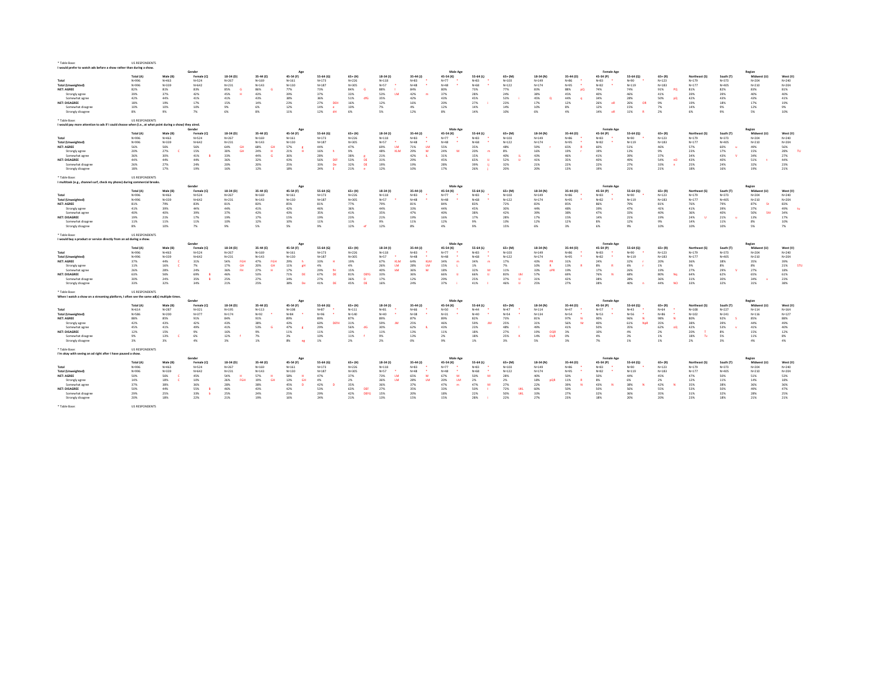\* Table Base: US RESPONDENTS

**I would prefer to watch ads before a show rather than during a show.**

| | | Gender | | Age | | | | | Male Age | | | | | Female Age | | | | | Region | | | |
|---|---|---|---|---|---|---|---|---|---|---|---|---|---|---|---|---|---|---|---|---|---|---|
| | Total (A) | Male (B) | Female (C) | 18-34 (D) | 35-44 (E) | 45-54 (F) | 55-64 (G) | 65+ (H) | 18-34 (I) | 35-44 (J) | 45-54 (K) | 55-64 (L) | 65+ (M) | 18-34 (N) | 35-44 (O) | 45-54 (P) | 55-64 (Q) | 65+ (R) | Northeast (S) | South (T) | Midwest (U) | West (V) |
| **Total** | N=996 | N=463 | N=524 | N=267 | N=169 | N=161 | N=173 | N=226 | N=118 * | N=83 * | N=77 * | N=83 * | N=103 | N=149 | N=86 * | N=83 * | N=90 * | N=123 | N=179 | N=373 | N=204 | N=240 |
| **Total (Unweighted)** | N=996 | N=339 | N=642 | N=231 | N=143 | N=130 | N=187 | N=305 | N=57 * | N=48 * | N=48 * | N=68 * | N=122 | N=174 | N=95 * | N=82 * | N=119 | N=183 | N=177 | N=405 | N=210 | N=204 |
| **NET: AGREE** | 82% | 81% | 83% | 85% G | 86% G | 77% | 73% | 84% G | 88% f | 84% | 80% | 73% | 77% | 83% | 88% pQ | 74% | 74% | 91% PQ | 81% | 82% | 83% | 81% |
| Strongly agree | 39% | 37% | 42% | 45% H | 43% | 39% | 37% | 33% | 53% LM | 42% m | 37% | 28% | 24% | 38% | 45% | 40% | 46% | 41% | 39% | 39% | 40% | 40% |
| Somewhat agree | 42% | 44% | 41% | 41% | 43% | 38% | 36% | 51% dfG | 35% | 42% | 43% | 45% | 53% I | 45% Q | 44% q | 34% | 28% | 50% pQ | 42% | 43% | 43% | 41% |
| **NET: DISAGREE** | 18% | 19% | 17% | 15% | 14% | 23% | 27% DEH | 16% | 12% | 16% | 20% | 27% i | 23% | 17% | 12% | 26% oR | 26% OR | 9% | 19% | 18% | 17% | 19% |
| Somewhat disagree | 10% | 10% | 10% | 9% | 6% | 12% | 14% e | 10% | 7% | 4% | 12% | 14% | 14% | 10% | 8% | 12% | 15% | 7% | 14% | 9% | 12% | 9% |
| Strongly disagree | 8% | 9% | 7% | 6% | 8% | 11% | 12% dH | 6% | 5% | 12% | 8% | 14% | 10% | 6% | 4% | 14% oR | 11% R | 2% | 6% | 9% | 5% | 10% |

\* Table Base: US RESPONDENTS

**I would pay more attention to ads if I could choose when (i.e., at what point during a show) they aired.**

| | | Gender | | Age | | | | | Male Age | | | | | Female Age | | | | | Region | | | |
|---|---|---|---|---|---|---|---|---|---|---|---|---|---|---|---|---|---|---|---|---|---|---|
| | Total (A) | Male (B) | Female (C) | 18-34 (D) | 35-44 (E) | 45-54 (F) | 55-64 (G) | 65+ (H) | 18-34 (I) | 35-44 (J) | 45-54 (K) | 55-64 (L) | 65+ (M) | 18-34 (N) | 35-44 (O) | 45-54 (P) | 55-64 (Q) | 65+ (R) | Northeast (S) | South (T) | Midwest (U) | West (V) |
| **Total** | N=996 | N=463 | N=524 | N=267 | N=169 | N=161 | N=173 | N=226 | N=118 * | N=83 * | N=77 * | N=83 * | N=103 | N=149 | N=86 * | N=83 * | N=90 * | N=123 | N=179 | N=373 | N=204 | N=240 |
| **Total (Unweighted)** | N=996 | N=339 | N=642 | N=231 | N=143 | N=130 | N=187 | N=305 | N=57 * | N=48 * | N=48 * | N=68 * | N=122 | N=174 | N=95 * | N=82 * | N=119 | N=183 | N=177 | N=405 | N=210 | N=204 |
| **NET: AGREE** | 56% | 56% | 56% | 64% GH | 68% GH | 57% g | 44% | 47% | 69% LM | 71% LM | 55% | 35% | 48% | 59% r | 65% R | 60% | 51% | 46% | 57% | 60% u | 49% | 56% |
| Strongly agree | 20% | 27% C | 15% | 30% GH | 24% H | 21% H | 16% h | 9% | 48% KLM | 29% M | 24% M | 20% m | 8% | 16% | 19% r | 19% | 13% | 9% | 23% | 17% | 15% | 28% TU |
| Somewhat agree | 36% | 30% | 41% B | 33% | 44% G | 36% | 28% | 38% g | 21% | 42% IL | 31% | 15% | 40% IL | 43% | 46% | 41% | 39% | 37% | 34% | 43% V | 34% | 27% |
| **NET: DISAGREE** | 44% | 44% | 44% | 36% | 32% | 43% | 56% DEf | 53% DE | 31% | 29% | 45% | 65% IJ | 52% IJ | 41% | 35% | 40% | 49% | 54% nO | 43% | 40% | 51% t | 44% |
| Somewhat disagree | 26% | 27% | 24% | 20% | 20% | 25% | 32% De | 32% DE | 19% | 19% | 28% | 39% IJ | 32% | 21% | 22% | 22% | 27% | 33% n | 25% | 24% | 32% | 23% |
| Strongly disagree | 18% | 17% | 19% | 16% | 12% | 18% | 24% E | 21% e | 12% | 10% | 17% | 26% j | 20% | 20% | 13% | 19% | 21% | 21% | 18% | 16% | 19% | 21% |

\* Table Base: US RESPONDENTS

**I multitask (e.g., channel surf, check my phone) during commercial breaks.**

| | | Gender | | Age | | | | | Male Age | | | | | Female Age | | | | | Region | | | |
|---|---|---|---|---|---|---|---|---|---|---|---|---|---|---|---|---|---|---|---|---|---|---|
| | Total (A) | Male (B) | Female (C) | 18-34 (D) | 35-44 (E) | 45-54 (F) | 55-64 (G) | 65+ (H) | 18-34 (I) | 35-44 (J) | 45-54 (K) | 55-64 (L) | 65+ (M) | 18-34 (N) | 35-44 (O) | 45-54 (P) | 55-64 (Q) | 65+ (R) | Northeast (S) | South (T) | Midwest (U) | West (V) |
| **Total** | N=996 | N=463 | N=524 | N=267 | N=169 | N=161 | N=173 | N=226 | N=118 * | N=83 * | N=77 * | N=83 * | N=103 | N=149 | N=86 * | N=83 * | N=90 * | N=123 | N=179 | N=373 | N=204 | N=240 |
| **Total (Unweighted)** | N=996 | N=339 | N=642 | N=231 | N=143 | N=130 | N=187 | N=305 | N=57 * | N=48 * | N=48 * | N=68 * | N=122 | N=174 | N=95 * | N=82 * | N=119 | N=183 | N=177 | N=405 | N=210 | N=204 |
| **NET: AGREE** | 81% | 79% | 83% | 81% | 83% | 85% | 81% | 77% | 79% | 81% | 84% | 83% | 72% | 83% | 85% | 86% | 79% | 81% | 76% | 79% | 87% St | 83% |
| Strongly agree | 41% | 39% | 44% | 44% | 41% | 42% | 46% | 36% | 44% | 33% | 44% | 45% | 30% | 44% | 48% | 39% | 47% | 41% | 41% | 39% | 37% | 49% tu |
| Somewhat agree | 40% | 40% | 39% | 37% | 42% | 43% | 35% | 41% | 35% | 47% | 40% | 38% | 42% | 39% | 38% | 47% | 33% | 40% | 36% | 40% | 50% StV | 34% |
| **NET: DISAGREE** | 19% | 21% | 17% | 19% | 17% | 15% | 19% | 23% | 21% | 19% | 16% | 17% | 28% | 17% | 15% | 14% | 21% | 19% | 24% U | 21% u | 13% | 17% |
| Somewhat disagree | 11% | 11% | 11% | 10% | 12% | 10% | 11% | 11% | 9% | 11% | 12% | 9% | 13% | 12% | 12% | 8% | 12% | 9% | 14% | 11% | 8% | 10% |
| Strongly disagree | 8% | 10% | 7% | 9% | 5% | 5% | 9% | 12% ef | 12% | 8% | 4% | 9% | 15% | 6% | 3% | 6% | 9% | 10% | 10% | 10% | 5% | 7% |

\* Table Base: US RESPONDENTS

**I would buy a product or service directly from an ad during a show.**

| | | Gender | | Age | | | | | Male Age | | | | | Female Age | | | | | Region | | | |
|---|---|---|---|---|---|---|---|---|---|---|---|---|---|---|---|---|---|---|---|---|---|---|
| | Total (A) | Male (B) | Female (C) | 18-34 (D) | 35-44 (E) | 45-54 (F) | 55-64 (G) | 65+ (H) | 18-34 (I) | 35-44 (J) | 45-54 (K) | 55-64 (L) | 65+ (M) | 18-34 (N) | 35-44 (O) | 45-54 (P) | 55-64 (Q) | 65+ (R) | Northeast (S) | South (T) | Midwest (U) | West (V) |
| **Total** | N=996 | N=463 | N=524 | N=267 | N=169 | N=161 | N=173 | N=226 | N=118 * | N=83 * | N=77 * | N=83 * | N=103 | N=149 | N=86 * | N=83 * | N=90 * | N=123 | N=179 | N=373 | N=204 | N=240 |
| **Total (Unweighted)** | N=996 | N=339 | N=642 | N=231 | N=143 | N=130 | N=187 | N=305 | N=57 * | N=48 * | N=48 * | N=68 * | N=122 | N=174 | N=95 * | N=82 * | N=119 | N=183 | N=177 | N=405 | N=210 | N=204 |
| **NET: AGREE** | 37% | 44% C | 31% | 54% FGH | 47% FGH | 29% h | 33% H | 19% | 67% KLM | 64% KLM | 34% m | 34% m | 17% | 43% PR | 31% | 24% | 32% r | 20% | 36% | 38% | 35% | 39% |
| Strongly agree | 11% | 16% C | 7% | 17% GH | 20% GH | 11% gH | 4% | 4% | 26% LM | 28% LM | 15% L | 1% | 7% | 10% R | 13% R | 8% R | 6% r | 1% | 9% | 8% | 8% | 21% STU |
| Somewhat agree | 26% | 28% | 24% | 36% FH | 27% H | 17% | 29% fH | 15% | 40% kM | 36% M | 18% | 32% M | 11% | 33% oPR | 19% | 17% | 26% | 19% | 27% | 29% V | 27% | 18% |
| **NET: DISAGREE** | 63% | 56% | 69% B | 46% | 53% | 71% DE | 67% DE | 81% DEFG | 33% | 36% | 66% IJ | 66% IJ | 83% IJkl | 57% | 69% | 76% N | 68% | 80% No | 64% | 62% | 65% | 61% |
| Somewhat disagree | 30% | 24% | 35% B | 25% | 27% | 34% | 27% | 36% D | 17% | 12% | 29% | 25% | 37% IJ | 31% | 42% | 38% | 28% | 36% | 31% | 30% | 34% v | 23% |
| Strongly disagree | 33% | 32% | 34% | 21% | 25% | 38% De | 41% DE | 45% DE | 16% | 24% | 37% i | 41% I | 46% IJ | 25% | 27% | 38% | 40% n | 44% NO | 33% | 32% | 31% | 38% |

\* Table Base: US RESPONDENTS

**When I watch a show on a streaming platform, I often see the same ad(s) multiple times.**

| | | Gender | | Age | | | | | Male Age | | | | | Female Age | | | | | Region | | | |
|---|---|---|---|---|---|---|---|---|---|---|---|---|---|---|---|---|---|---|---|---|---|---|
| | Total (A) | Male (B) | Female (C) | 18-34 (D) | 35-44 (E) | 45-54 (F) | 55-64 (G) | 65+ (H) | 18-34 (I) | 35-44 (J) | 45-54 (K) | 55-64 (L) | 65+ (M) | 18-34 (N) | 35-44 (O) | 45-54 (P) | 55-64 (Q) | 65+ (R) | Northeast (S) | South (T) | Midwest (U) | West (V) |
| **Total** | N=614 | N=287 | N=321 | N=195 | N=113 | N=108 | N=87 * | N=111 | N=81 * | N=66 * | N=50 * | N=44 * | N=47 * | N=114 | N=47 * | N=57 * | N=43 * | N=64 * | N=108 | N=227 | N=114 | N=164 |
| **Total (Unweighted)** | N=586 | N=200 | N=377 | N=174 | N=92 * | N=84 * | N=96 * | N=140 | N=40 * | N=38 * | N=31 * | N=40 * | N=54 * | N=134 | N=54 * | N=53 * | N=56 * | N=86 * | N=102 | N=241 | N=116 | N=127 |
| **NET: AGREE** | 88% | 85% | 91% | 84% | 91% | 89% | 89% | 87% | 89% | 87% | 89% | 82% | 73% | 81% | 97% N | 90% | 96% N | 98% N | 80% | 92% S | 85% | 88% |
| Strongly agree | 42% | 43% | 42% | 43% | 38% | 43% | 60% DEFH | 31% | 59% JM | 25% | 46% | 59% JM | 25% | 31% | 56% Nr | 40% | 61% NpR | 35% | 38% | 39% | 44% | 49% |
| Somewhat agree | 45% | 41% | 49% | 41% | 53% G | 47% g | 29% | 56% dG | 30% | 62% IL | 43% | 23% | 48% l | 49% | 41% | 50% | 35% | 62% oQ | 42% | 53% v | 41% | 40% |
| **NET: DISAGREE** | 12% | 15% | 9% | 16% | 9% | 11% | 11% | 13% | 11% | 13% | 11% | 18% | 27% | 19% OQR | 3% | 10% | 4% | 2% | 20% T | 8% | 15% | 12% |
| Somewhat disagree | 9% | 13% C | 6% | 12% f | 7% | 3% | 10% | 11% f | 9% | 13% | 2% | 18% | 25% K | 14% OqR | 0% | 4% | 3% | 1% | 18% Tv | 5% | 11% | 8% |
| Strongly disagree | 3% | 3% | 4% | 3% | 1% | 8% eg | 1% | 2% | 2% | 0% | 9% | 1% | 3% | 5% | 3% | 7% | 1% | 1% | 2% | 3% | 4% | 4% |

\* Table Base: US RESPONDENTS

**I'm okay with seeing an ad right after I have paused a show.**

| | | Gender | | Age | | | | | Male Age | | | | | Female Age | | | | | Region | | | |
|---|---|---|---|---|---|---|---|---|---|---|---|---|---|---|---|---|---|---|---|---|---|---|
| | Total (A) | Male (B) | Female (C) | 18-34 (D) | 35-44 (E) | 45-54 (F) | 55-64 (G) | 65+ (H) | 18-34 (I) | 35-44 (J) | 45-54 (K) | 55-64 (L) | 65+ (M) | 18-34 (N) | 35-44 (O) | 45-54 (P) | 55-64 (Q) | 65+ (R) | Northeast (S) | South (T) | Midwest (U) | West (V) |
| **Total** | N=996 | N=463 | N=524 | N=267 | N=169 | N=161 | N=173 | N=226 | N=118 * | N=83 * | N=77 * | N=83 * | N=103 | N=149 | N=86 * | N=83 * | N=90 * | N=123 | N=179 | N=373 | N=204 | N=240 |
| **Total (Unweighted)** | N=996 | N=339 | N=642 | N=231 | N=143 | N=130 | N=187 | N=305 | N=57 * | N=48 * | N=48 * | N=68 * | N=122 | N=174 | N=95 * | N=82 * | N=119 | N=183 | N=177 | N=405 | N=210 | N=204 |
| **NET: AGREE** | 50% | 56% C | 45% | 54% H | 57% H | 58% H | 47% | 37% | 73% LM | 65% M | 67% M | 50% M | 28% | 40% | 50% | 50% | 44% | 45% | 47% | 50% | 51% | 53% |
| Strongly agree | 14% | 18% C | 10% | 26% FGH | 19% GH | 13% GH | 4% | 2% | 36% LM | 28% LM | 20% LM | 3% | 2% | 18% pQR | 11% R | 8% | 6% | 2% | 12% | 11% | 14% | 18% |
| Somewhat agree | 37% | 38% | 36% | 28% | 38% | 45% D | 42% D | 35% | 36% | 37% | 47% m | 47% jM | 27% | 22% | 39% N | 43% N | 38% N | 42% N | 35% | 38% | 36% | 36% |
| **NET: DISAGREE** | 50% | 44% | 55% B | 46% | 43% | 42% | 53% | 63% DEF | 27% | 35% | 33% | 50% I | 72% IJKL | 60% | 50% | 50% | 56% | 55% | 53% | 50% | 49% | 47% |
| Somewhat disagree | 29% | 25% | 33% b | 25% | 24% | 25% | 29% | 42% DEFG | 15% | 20% | 18% | 22% | 50% IJKL | 33% | 27% | 32% | 36% | 35% | 31% | 32% | 28% | 25% |
| Strongly disagree | 20% | 18% | 22% | 21% | 19% | 16% | 24% | 21% | 13% | 15% | 15% | 28% i | 22% | 27% | 23% | 18% | 20% | 20% | 23% | 18% | 21% | 21% |

\* Table Base: US RESPONDENTS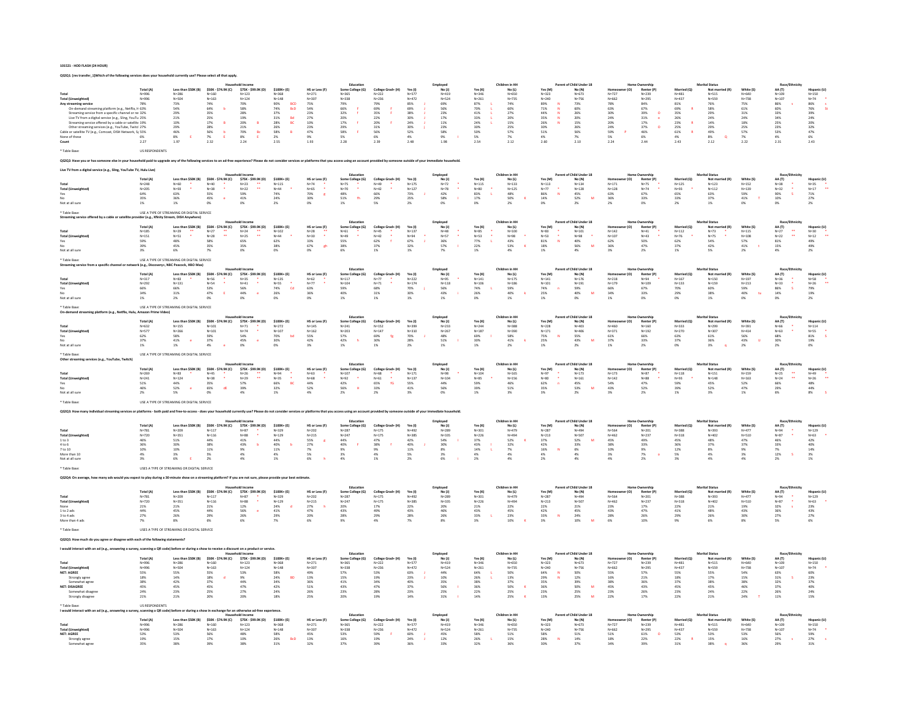101521 - HOD FLASH (24 HOUR)

**QS2Q1: [res transfer_1]Which of the following services does your household currently use? Please select all that apply.**

| | | Household Income | | | | Education | | | Employed | | Children in HH | | Parent of Child Under 18 | | Home Ownership | | Marital Status | | Race/Ethnicity | | |
|---|---|---|---|---|---|---|---|---|---|---|---|---|---|---|---|---|---|---|---|---|---|
| | Total (A) | Less than $50K (B) | $50K - $74.9K (C) | $75K - $99.9K (D) | $100K+ (E) | HS or Less (F) | Some College (G) | College Grad+ (H) | Yes (I) | No (J) | Yes (K) | No (L) | Yes (M) | No (N) | Homeowner (O) | Renter (P) | Married (Q) | Not married (R) | White (S) | AA (T) | Hispanic (U) |
| Total | N=996 | N=286 | N=160 | N=123 | N=368 | N=271 | N=365 | N=222 | N=577 | N=419 | N=346 | N=650 | N=323 | N=673 | N=727 | N=239 | N=481 | N=515 | N=640 | N=109 | N=150 |
| Total (Unweighted) | N=996 | N=504 | N=163 | N=124 | N=148 | N=307 | N=338 | N=236 | N=472 | N=524 | N=261 | N=735 | N=240 | N=756 | N=662 | N=295 | N=437 | N=559 | N=738 | N=107 | N=74 * |
| Any streaming service | 78% | 73% | 74% | 70% | 90% BCD | 75% | 79% | 79% | 85% J | 69% | 87% L | 74% | 89% N | 73% | 78% | 84% | 81% | 76% | 75% | 86% s | 86% s |
| On-demand streaming platform (e.g., Netflix, H | 63% | 54% | 64% b | 58% | 74% BcD | 54% | 66% F | 69% F | 69% J | 56% | 70% L | 60% | 71% N | 60% | 63% | 67% | 69% R | 58% | 61% | 60% | 76% St |
| Streaming service from a specific channel or ne | 32% | 29% | 35% | 28% | 37% | 23% | 32% f | 35% F | 38% J | 23% | 41% L | 27% | 44% N | 26% | 30% | 39% O | 35% | 29% | 31% | 33% | 39% |
| Live TV from a digital service (e.g., Sling, YouTu | 25% | 21% | 25% | 19% | 31% Bd | 27% | 20% | 22% | 30% J | 17% | 33% L | 20% | 35% N | 20% | 24% | 31% o | 26% | 24% | 24% | 34% | 24% |
| Streaming service offered by a cable or satellite | 19% | 10% | 17% B | 20% B | 28% BC | 10% | 17% f | 20% F | 24% J | 11% | 24% L | 15% | 26% N | 15% | 20% | 17% | 23% R | 14% | 18% | 25% | 20% |
| Other streaming services (e.g., YouTube, Twitch) | 27% | 29% | 28% | 21% | 26% | 23% | 29% | 31% | 30% j | 23% | 30% | 25% | 30% | 26% | 24% | 37% O | 25% | 29% | 25% | 23% | 32% |
| Cable or satellite TV (e.g., Comcast, DISH Network, S | 55% | 46% | 56% b | 70% Bc | 58% B | 47% | 58% F | 56% | 52% | 58% | 50% | 57% | 51% | 56% | 59% P | 46% | 61% R | 49% | 57% | 53% | 47% |
| None of these | 6% | 8% E | 7% E | 8% E | 2% | 9% | 5% | 6% | 4% | 9% I | 5% | 7% | 4% | 7% | 5% | 6% | 4% | 8% Q | 7% | 4% | 6% |
| Count | 2.27 | 1.97 | 2.32 | 2.24 | 2.55 | 1.93 | 2.28 | 2.39 | 2.48 | 1.98 | 2.54 | 2.12 | 2.60 | 2.10 | 2.24 | 2.44 | 2.43 | 2.12 | 2.22 | 2.31 | 2.43 |

* Table Base: US RESPONDENTS

**QS2Q2: Have you or has someone else in your household paid to upgrade any of the following services to an ad-free experience? Please do not consider services or platforms that you access using an account provided by someone outside of your immediate household.**

**Live TV from a digital service (e.g., Sling, YouTube TV, Hulu Live)**

| | | Household Income | | | | Education | | | Employed | | Children in HH | | Parent of Child Under 18 | | Home Ownership | | Marital Status | | Race/Ethnicity | | |
|---|---|---|---|---|---|---|---|---|---|---|---|---|---|---|---|---|---|---|---|---|---|
| | Total (A) | Less than $50K (B) | $50K - $74.9K (C) | $75K - $99.9K (D) | $100K+ (E) | HS or Less (F) | Some College (G) | College Grad+ (H) | Yes (I) | No (J) | Yes (K) | No (L) | Yes (M) | No (N) | Homeowner (O) | Renter (P) | Married (Q) | Not married (R) | White (S) | AA (T) | Hispanic (U) |
| Total | N=248 | N=60 * | N=40 * | N=23 ** | N=115 | N=74 * | N=75 * | N=49 * | N=175 | N=72 * | N=115 | N=133 | N=113 | N=134 | N=171 | N=75 * | N=125 | N=123 | N=152 | N=38 * | N=35 * |
| Total (Unweighted) | N=205 | N=93 * | N=38 * | N=23 ** | N=44 * | N=65 * | N=70 * | N=42 * | N=127 | N=78 * | N=80 * | N=125 | N=77 * | N=128 | N=128 | N=74 * | N=93 * | N=112 | N=139 | N=32 * | N=17 ** |
| Yes | 64% | 63% | 55% | 59% | 74% | 70% g | 48% | 66% | 73% J | 42% | 83% L | 48% | 86% N | 45% | 63% | 67% | 65% | 63% | 59% | 90% S | 71% |
| No | 35% | 36% | 45% e | 41% | 24% | 30% | 51% fh | 29% | 25% | 58% I | 17% | 50% K | 14% | 52% M | 36% | 33% | 33% | 37% | 41% T | 10% | 27% |
| Not at all sure | 1% | 1% | 0% | 0% | 2% | 0% | 1% | 5% | 2% | 0% | 0% | 2% | 0% | 2% | 2% | 0% | 2% | 1% | 0% | 0% | 2% |

* Table Base: USE A TYPE OF STREAMING OR DIGITAL SERVICE

**Streaming service offered by a cable or satellite provider (e.g., Xfinity Stream, DISH Anywhere)**

| | | Household Income | | | | Education | | | Employed | | Children in HH | | Parent of Child Under 18 | | Home Ownership | | Marital Status | | Race/Ethnicity | | |
|---|---|---|---|---|---|---|---|---|---|---|---|---|---|---|---|---|---|---|---|---|---|
| | Total (A) | Less than $50K (B) | $50K - $74.9K (C) | $75K - $99.9K (D) | $100K+ (E) | HS or Less (F) | Some College (G) | College Grad+ (H) | Yes (I) | No (J) | Yes (K) | No (L) | Yes (M) | No (N) | Homeowner (O) | Renter (P) | Married (Q) | Not married (R) | White (S) | AA (T) | Hispanic (U) |
| Total | N=185 | N=29 ** | N=27 ** | N=24 ** | N=102 | N=28 ** | N=58 * | N=45 * | N=137 | N=48 * | N=85 * | N=100 | N=83 * | N=101 | N=142 | N=41 * | N=112 | N=73 * | N=115 | N=27 ** | N=30 * |
| Total (Unweighted) | N=151 | N=51 * | N=28 ** | N=25 ** | N=44 * | N=30 * | N=49 * | N=42 * | N=94 * | N=57 * | N=53 * | N=98 * | N=53 * | N=98 * | N=107 | N=43 * | N=76 * | N=75 * | N=108 | N=22 ** | N=12 ** |
| Yes | 59% | 48% | 58% | 65% | 62% | 33% | 55% | 62% f | 67% J | 36% | 77% L | 43% | 81% N | 40% | 62% | 50% | 62% | 54% | 57% | 81% | 49% |
| No | 39% | 45% | 35% | 35% | 38% | 67% gh | 38% | 37% | 32% | 57% I | 22% | 53% K | 18% | 56% M | 36% | 47% | 37% | 42% | 41% t | 15% | 49% |
| Not at all sure | 3% | 6% | 7% | 0% | 0% | 0% | 6% | 1% | 1% | 7% | 1% | 4% | 1% | 4% | 3% | 2% | 1% | 5% | 2% | 4% | 2% |

* Table Base: USE A TYPE OF STREAMING OR DIGITAL SERVICE

**Streaming service from a specific channel or network (e.g., Discovery+, NBC Peacock, HBO Max)**

| | | Household Income | | | | Education | | | Employed | | Children in HH | | Parent of Child Under 18 | | Home Ownership | | Marital Status | | Race/Ethnicity | | |
|---|---|---|---|---|---|---|---|---|---|---|---|---|---|---|---|---|---|---|---|---|---|
| | Total (A) | Less than $50K (B) | $50K - $74.9K (C) | $75K - $99.9K (D) | $100K+ (E) | HS or Less (F) | Some College (G) | College Grad+ (H) | Yes (I) | No (J) | Yes (K) | No (L) | Yes (M) | No (N) | Homeowner (O) | Renter (P) | Married (Q) | Not married (R) | White (S) | AA (T) | Hispanic (U) |
| Total | N=317 | N=83 * | N=56 * | N=35 * | N=135 | N=62 * | N=117 | N=77 * | N=222 | N=95 * | N=141 | N=175 | N=141 | N=176 | N=218 | N=94 * | N=167 | N=150 | N=197 | N=36 * | N=58 * |
| Total (Unweighted) | N=292 | N=131 | N=54 * | N=41 * | N=55 * | N=77 * | N=104 | N=71 * | N=174 | N=118 | N=106 | N=186 | N=101 | N=191 | N=179 | N=109 | N=133 | N=159 | N=213 | N=33 * | N=26 ** |
| Yes | 66% | 66% | 53% | 56% | 74% Cd | 63% | 59% | 68% | 70% j | 56% | 74% L | 59% | 74% n | 59% | 66% | 67% | 70% | 60% | 59% | 86% S | 79% |
| No | 34% | 31% | 47% E | 44% e | 26% | 36% | 40% | 31% | 30% | 43% i | 26% | 40% k | 25% | 40% M | 34% | 33% | 29% | 38% | 40% tu | 14% | 19% |
| Not at all sure | 1% | 2% | 0% | 0% | 0% | 0% | 1% | 1% | 1% | 1% | 0% | 1% | 1% | 0% | 1% | 0% | 0% | 1% | 0% | 0% | 2% |

* Table Base: USE A TYPE OF STREAMING OR DIGITAL SERVICE

**On-demand streaming platform (e.g., Netflix, Hulu, Amazon Prime Video)**

| | | Household Income | | | | Education | | | Employed | | Children in HH | | Parent of Child Under 18 | | Home Ownership | | Marital Status | | Race/Ethnicity | | |
|---|---|---|---|---|---|---|---|---|---|---|---|---|---|---|---|---|---|---|---|---|---|
| | Total (A) | Less than $50K (B) | $50K - $74.9K (C) | $75K - $99.9K (D) | $100K+ (E) | HS or Less (F) | Some College (G) | College Grad+ (H) | Yes (I) | No (J) | Yes (K) | No (L) | Yes (M) | No (N) | Homeowner (O) | Renter (P) | Married (Q) | Not married (R) | White (S) | AA (T) | Hispanic (U) |
| Total | N=632 | N=155 | N=101 | N=71 * | N=272 | N=145 | N=242 | N=152 | N=399 | N=233 | N=244 | N=388 | N=228 | N=403 | N=460 | N=160 | N=333 | N=299 | N=391 | N=66 * | N=114 |
| Total (Unweighted) | N=577 | N=266 | N=101 | N=74 * | N=107 | N=162 | N=203 | N=147 | N=310 | N=267 | N=187 | N=390 | N=171 | N=406 | N=371 | N=192 | N=270 | N=307 | N=414 | N=63 * | N=55 * |
| Yes | 62% | 58% | 59% | 54% | 70% bd | 55% | 57% | 69% fg | 70% J | 48% | 69% L | 58% | 75% N | 55% | 61% | 66% | 63% | 61% | 56% | 68% | 81% S |
| No | 37% | 41% e | 37% | 45% e | 30% | 42% | 42% h | 30% | 28% | 51% I | 30% | 41% k | 25% | 43% M | 37% | 33% | 37% | 36% | 43% U | 30% | 19% |
| Not at all sure | 1% | 1% | 4% e | 1% | 0% | 3% | 1% | 1% | 2% | 1% | 1% | 2% | 1% | 2% | 1% | 2% | 0% | 3% q | 2% | 2% | 0% |

* Table Base: USE A TYPE OF STREAMING OR DIGITAL SERVICE

**Other streaming services (e.g., YouTube, Twitch)**

| | | Household Income | | | | Education | | | Employed | | Children in HH | | Parent of Child Under 18 | | Home Ownership | | Marital Status | | Race/Ethnicity | | |
|---|---|---|---|---|---|---|---|---|---|---|---|---|---|---|---|---|---|---|---|---|---|
| | Total (A) | Less than $50K (B) | $50K - $74.9K (C) | $75K - $99.9K (D) | $100K+ (E) | HS or Less (F) | Some College (G) | College Grad+ (H) | Yes (I) | No (J) | Yes (K) | No (L) | Yes (M) | No (N) | Homeowner (O) | Renter (P) | Married (Q) | Not married (R) | White (S) | AA (T) | Hispanic (U) |
| Total | N=269 | N=83 * | N=45 * | N=26 ** | N=94 * | N=63 * | N=107 | N=68 * | N=171 | N=98 * | N=104 | N=165 | N=97 * | N=173 | N=173 | N=87 * | N=118 | N=151 | N=159 | N=25 ** | N=49 * |
| Total (Unweighted) | N=241 | N=124 | N=38 * | N=29 ** | N=35 * | N=68 * | N=92 * | N=61 * | N=137 | N=104 | N=85 * | N=156 | N=80 * | N=161 | N=142 | N=88 * | N=93 * | N=148 | N=163 | N=24 ** | N=26 ** |
| Yes | 51% | 44% | 35% | 57% | 66% BC | 44% | 42% | 65% fG | 55% | 44% | 59% | 46% | 62% n | 45% | 54% | 47% | 59% | 45% | 52% | 66% | 48% |
| No | 46% | 52% e | 65% dE | 39% | 32% | 52% | 56% H | 33% | 41% | 56% | 39% | 51% | 35% | 53% M | 43% | 52% | 39% | 52% | 47% | 29% | 44% |
| Not at all sure | 2% | 5% | 0% | 4% | 1% | 4% | 2% | 2% | 3% | 0% | 1% | 3% | 3% | 2% | 3% | 2% | 1% | 3% | 1% | 6% | 8% S |

* Table Base: USE A TYPE OF STREAMING OR DIGITAL SERVICE

**QS2Q3: How many individual streaming services or platforms - both paid and free-to-access - does your household currently use? Please do not consider services or platforms that you access using an account provided by someone outside of your immediate household.**

| | | Household Income | | | | Education | | | Employed | | Children in HH | | Parent of Child Under 18 | | Home Ownership | | Marital Status | | Race/Ethnicity | | |
|---|---|---|---|---|---|---|---|---|---|---|---|---|---|---|---|---|---|---|---|---|---|
| | Total (A) | Less than $50K (B) | $50K - $74.9K (C) | $75K - $99.9K (D) | $100K+ (E) | HS or Less (F) | Some College (G) | College Grad+ (H) | Yes (I) | No (J) | Yes (K) | No (L) | Yes (M) | No (N) | Homeowner (O) | Renter (P) | Married (Q) | Not married (R) | White (S) | AA (T) | Hispanic (U) |
| Total | N=781 | N=209 | N=117 | N=87 * | N=329 | N=202 | N=287 | N=175 | N=492 | N=289 | N=301 | N=479 | N=287 | N=494 | N=564 | N=201 | N=388 | N=393 | N=477 | N=94 * | N=129 |
| Total (Unweighted) | N=720 | N=351 | N=116 | N=88 * | N=129 | N=215 | N=247 | N=175 | N=385 | N=335 | N=226 | N=494 | N=213 | N=507 | N=462 | N=237 | N=318 | N=402 | N=510 | N=87 * | N=63 * |
| 1 to 3 | 46% | 51% | 44% | 41% | 44% | 55% g | 44% | 47% | 42% | 54% I | 37% | 52% K | 37% | 52% M | 45% | 49% | 45% | 48% | 47% | 46% | 42% |
| 4 to 6 | 36% | 30% | 38% | 43% b | 40% b | 27% | 40% F | 38% f | 40% J | 30% | 43% l | 32% | 42% | 33% | 38% | 33% | 36% | 37% | 37% | 33% | 40% |
| 7 to 10 | 10% | 10% | 11% | 9% | 11% | 7% | 9% | 9% | 12% J | 8% | 14% L | 7% | 16% N | 6% | 10% | 9% | 12% R | 8% | 9% | 7% | 14% |
| More than 10 | 4% | 3% | 5% | 4% | 4% | 5% | 3% | 4% | 4% | 4% | 4% | 4% | 4% | 4% | 3% | 7% o | 5% | 4% | 3% | 12% S | 3% |
| Not at all sure | 3% | 6% E | 2% | 4% | 1% | 6% h | 4% | 1% | 2% | 6% i | 2% | 4% | 2% | 4% | 4% | 2% | 3% | 4% | 4% | 2% | 1% |

* Table Base: USES A TYPE OF STREAMING OR DIGITAL SERVICE

**QS2Q4: On average, how many ads would you expect to play during a 30-minute show on a streaming platform? If you are not sure, please provide your best estimate.**

| | | Household Income | | | | Education | | | Employed | | Children in HH | | Parent of Child Under 18 | | Home Ownership | | Marital Status | | Race/Ethnicity | | |
|---|---|---|---|---|---|---|---|---|---|---|---|---|---|---|---|---|---|---|---|---|---|
| | Total (A) | Less than $50K (B) | $50K - $74.9K (C) | $75K - $99.9K (D) | $100K+ (E) | HS or Less (F) | Some College (G) | College Grad+ (H) | Yes (I) | No (J) | Yes (K) | No (L) | Yes (M) | No (N) | Homeowner (O) | Renter (P) | Married (Q) | Not married (R) | White (S) | AA (T) | Hispanic (U) |
| Total | N=781 | N=209 | N=117 | N=87 * | N=329 | N=202 | N=287 | N=175 | N=492 | N=289 | N=301 | N=479 | N=287 | N=494 | N=564 | N=201 | N=388 | N=393 | N=477 | N=94 * | N=129 |
| Total (Unweighted) | N=720 | N=351 | N=116 | N=88 * | N=129 | N=215 | N=247 | N=175 | N=385 | N=335 | N=226 | N=494 | N=213 | N=507 | N=462 | N=237 | N=318 | N=402 | N=510 | N=87 * | N=63 * |
| None | 21% | 21% | 21% | 12% | 24% d | 27% h | 20% | 17% | 22% | 20% | 21% | 22% | 23% | 21% | 23% | 17% | 22% | 21% | 19% | 32% s | 23% |
| 1 to 2 ads | 44% | 45% | 44% | 56% e | 41% | 47% | 43% | 49% | 43% | 46% | 42% | 45% | 42% | 45% | 43% | 47% | 41% | 48% | 43% | 36% | 43% |
| 3 to 4 ads | 27% | 26% | 29% | 26% | 29% | 20% | 28% | 29% | 28% | 26% | 33% L | 23% | 33% N | 24% | 28% | 26% | 29% | 26% | 30% | 27% | 27% |
| More than 4 ads | 7% | 8% | 6% | 6% | 7% | 6% | 9% | 4% | 7% | 8% | 3% | 10% K | 3% | 10% M | 6% | 10% | 9% | 6% | 8% | 5% | 6% |

* Table Base: USES A TYPE OF STREAMING OR DIGITAL SERVICE

**QS2Q5: How much do you agree or disagree with each of the following statements?**

**I would interact with an ad (e.g., answering a survey, scanning a QR code) before or during a show to receive a discount on a product or service.**

| | | Household Income | | | | Education | | | Employed | | Children in HH | | Parent of Child Under 18 | | Home Ownership | | Marital Status | | Race/Ethnicity | | |
|---|---|---|---|---|---|---|---|---|---|---|---|---|---|---|---|---|---|---|---|---|---|
| | Total (A) | Less than $50K (B) | $50K - $74.9K (C) | $75K - $99.9K (D) | $100K+ (E) | HS or Less (F) | Some College (G) | College Grad+ (H) | Yes (I) | No (J) | Yes (K) | No (L) | Yes (M) | No (N) | Homeowner (O) | Renter (P) | Married (Q) | Not married (R) | White (S) | AA (T) | Hispanic (U) |
| Total | N=996 | N=286 | N=160 | N=123 | N=368 | N=271 | N=365 | N=222 | N=577 | N=419 | N=346 | N=650 | N=323 | N=673 | N=727 | N=239 | N=481 | N=515 | N=640 | N=109 | N=150 |
| Total (Unweighted) | N=996 | N=504 | N=163 | N=124 | N=148 | N=307 | N=338 | N=236 | N=472 | N=524 | N=261 | N=735 | N=240 | N=756 | N=662 | N=295 | N=437 | N=559 | N=738 | N=107 | N=74 * |
| NET: AGREE | 55% | 55% | 55% | 53% | 58% | 49% | 57% | 53% | 63% J | 44% | 64% L | 50% | 64% N | 50% | 55% | 57% | 55% | 55% | 54% | 63% | 60% |
| Strongly agree | 18% | 14% | 18% d | 9% | 24% BD | 13% | 15% | 19% | 23% J | 10% | 26% L | 13% | 29% N | 12% | 16% | 21% | 18% | 17% | 15% | 31% S | 23% |
| Somewhat agree | 38% | 42% | 37% | 44% | 34% | 36% | 41% | 34% | 40% | 35% | 38% | 37% | 35% | 39% | 38% | 36% | 37% | 38% | 38% | 32% | 37% |
| NET: DISAGREE | 45% | 45% | 45% | 47% | 42% | 51% | 43% | 47% | 37% | 56% I | 36% | 50% K | 36% | 50% M | 45% | 43% | 45% | 45% | 46% | 37% | 40% |
| Somewhat disagree | 24% | 23% | 25% | 27% | 24% | 26% | 23% | 28% | 23% | 25% | 22% | 25% | 23% | 25% | 24% | 22% | 23% | 24% | 22% | 26% | 24% |
| Strongly disagree | 21% | 21% | 20% | 20% | 18% | 25% | 20% | 19% | 14% | 31% I | 14% | 25% K | 13% | 25% M | 22% | 17% | 22% | 21% | 24% T | 11% | 15% |

* Table Base: US RESPONDENTS

**I would interact with an ad (e.g., answering a survey, scanning a QR code) before or during a show in exchange for an otherwise ad-free experience.**

| | | Household Income | | | | Education | | | Employed | | Children in HH | | Parent of Child Under 18 | | Home Ownership | | Marital Status | | Race/Ethnicity | | |
|---|---|---|---|---|---|---|---|---|---|---|---|---|---|---|---|---|---|---|---|---|---|
| | Total (A) | Less than $50K (B) | $50K - $74.9K (C) | $75K - $99.9K (D) | $100K+ (E) | HS or Less (F) | Some College (G) | College Grad+ (H) | Yes (I) | No (J) | Yes (K) | No (L) | Yes (M) | No (N) | Homeowner (O) | Renter (P) | Married (Q) | Not married (R) | White (S) | AA (T) | Hispanic (U) |
| Total | N=996 | N=286 | N=160 | N=123 | N=368 | N=271 | N=365 | N=222 | N=577 | N=419 | N=346 | N=650 | N=323 | N=673 | N=727 | N=239 | N=481 | N=515 | N=640 | N=109 | N=150 |
| Total (Unweighted) | N=996 | N=504 | N=163 | N=124 | N=148 | N=307 | N=338 | N=236 | N=472 | N=524 | N=261 | N=735 | N=240 | N=756 | N=662 | N=295 | N=437 | N=559 | N=738 | N=107 | N=74 * |
| NET: AGREE | 53% | 53% | 56% | 48% | 58% | 45% | 53% | 59% F | 60% J | 45% | 58% | 51% | 58% | 51% | 51% | 61% O | 53% | 53% | 53% | 56% | 59% |
| Strongly agree | 19% | 15% | 17% | 10% | 26% BcD | 13% | 16% | 19% | 24% J | 12% | 26% L | 15% | 28% N | 14% | 18% | 22% | 22% R | 15% | 16% | 27% s | 27% s |
| Somewhat agree | 35% | 38% | 39% | 38% | 31% | 32% | 37% | 39% | 36% | 33% | 32% | 36% | 30% | 37% | 34% | 39% | 31% | 38% q | 36% | 29% | 31% |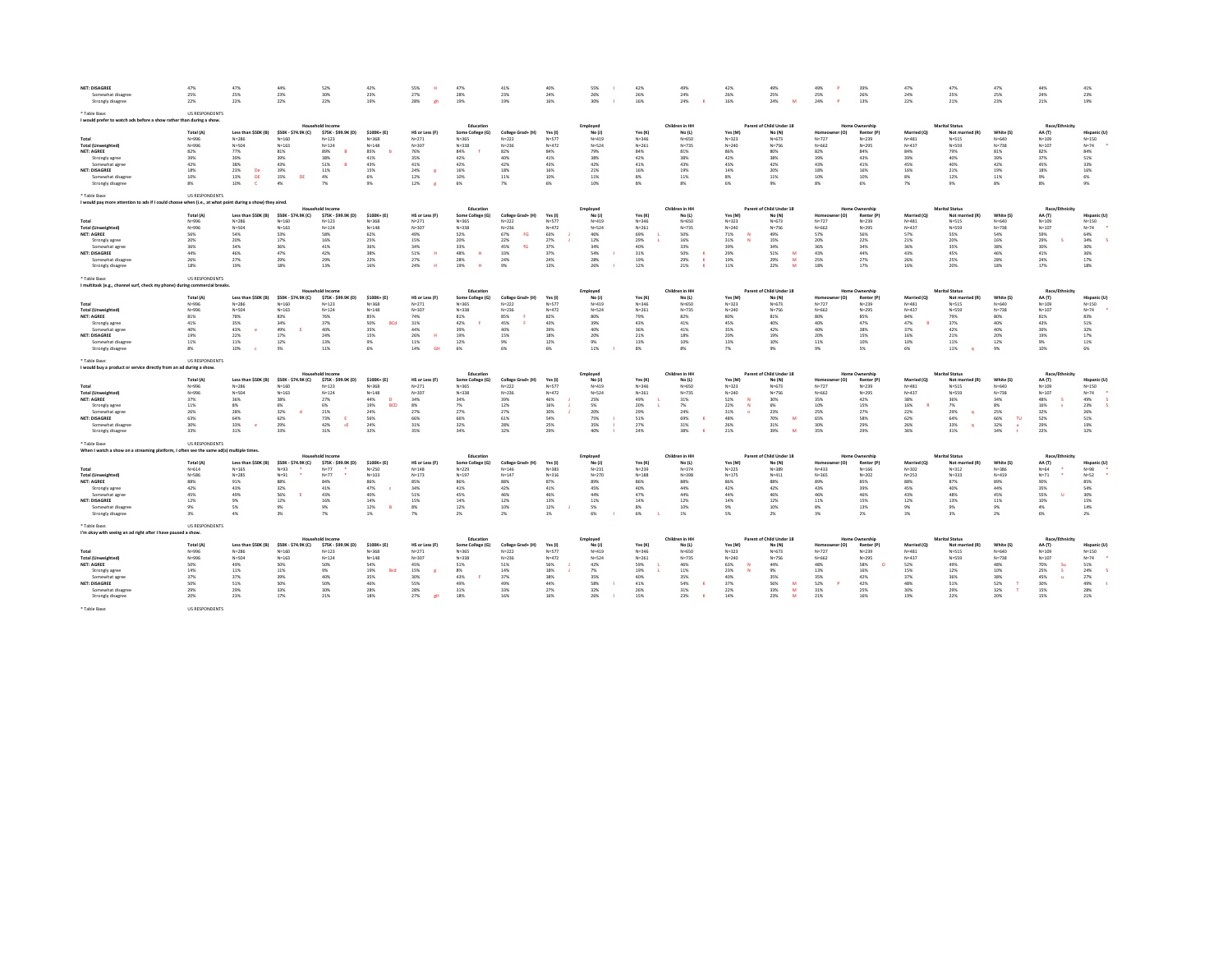| | Total (A) | Household Income | | | | Education | | | Employed | | Children in HH | | Parent of Child Under 18 | | Home Ownership | | Marital Status | | Race/Ethnicity | | |
|---|---|---|---|---|---|---|---|---|---|---|---|---|---|---|---|---|---|---|---|---|---|
| | | Less than $50K (B) | $50K - $74.9K (C) | $75K - $99.9K (D) | $100K+ (E) | HS or Less (F) | Some College (G) | College Grad+ (H) | Yes (I) | No (J) | Yes (K) | No (L) | Yes (M) | No (N) | Homeowner (O) | Renter (P) | Married (Q) | Not married (R) | White (S) | AA (T) | Hispanic (U) |
| **NET: DISAGREE** | 47% | 47% | 44% | 52% | 42% | 55% H | 47% | 41% | 40% | 55% I | 42% | 49% | 42% | 49% | 49% P | 39% | 47% | 47% | 47% | 44% | 41% |
| Somewhat disagree | 25% | 25% | 23% | 30% | 23% | 27% | 28% | 23% | 24% | 26% | 26% | 24% | 26% | 25% | 25% | 26% | 24% | 25% | 25% | 24% | 23% |
| Strongly disagree | 22% | 22% | 22% | 22% | 19% | 28% gh | 19% | 19% | 16% | 30% I | 16% | 24% K | 16% | 24% M | 24% P | 13% | 22% | 21% | 23% | 21% | 19% |

* Table Base: US RESPONDENTS

**I would prefer to watch ads before a show rather than during a show.**

| | Total (A) | Household Income | | | | Education | | | Employed | | Children in HH | | Parent of Child Under 18 | | Home Ownership | | Marital Status | | Race/Ethnicity | | |
|---|---|---|---|---|---|---|---|---|---|---|---|---|---|---|---|---|---|---|---|---|---|
| | | Less than $50K (B) | $50K - $74.9K (C) | $75K - $99.9K (D) | $100K+ (E) | HS or Less (F) | Some College (G) | College Grad+ (H) | Yes (I) | No (J) | Yes (K) | No (L) | Yes (M) | No (N) | Homeowner (O) | Renter (P) | Married (Q) | Not married (R) | White (S) | AA (T) | Hispanic (U) |
| **Total** | N=996 | N=286 | N=160 | N=123 | N=368 | N=271 | N=365 | N=222 | N=577 | N=419 | N=346 | N=650 | N=323 | N=673 | N=727 | N=239 | N=481 | N=515 | N=640 | N=109 | N=150 |
| **Total (Unweighted)** | N=996 | N=504 | N=163 | N=124 | N=148 | N=307 | N=338 | N=236 | N=472 | N=524 | N=261 | N=735 | N=240 | N=756 | N=662 | N=295 | N=437 | N=559 | N=738 | N=107 | N=74 * |
| **NET: AGREE** | 82% | 77% | 81% | 89% B | 85% b | 76% | 84% f | 82% | 84% | 79% | 84% | 81% | 86% | 80% | 82% | 84% | 84% | 79% | 81% | 82% | 84% |
| Strongly agree | 39% | 39% | 39% | 38% | 41% | 35% | 42% | 40% | 41% | 38% | 42% | 38% | 42% | 38% | 39% | 43% | 39% | 40% | 39% | 37% | 51% |
| Somewhat agree | 42% | 38% | 43% | 51% B | 43% | 41% | 42% | 42% | 43% | 42% | 41% | 43% | 43% | 42% | 43% | 41% | 45% | 40% | 42% | 45% | 33% |
| **NET: DISAGREE** | 18% | 23% De | 19% | 11% | 15% | 24% g | 16% | 18% | 16% | 21% | 16% | 19% | 14% | 20% | 18% | 16% | 16% | 21% | 19% | 18% | 16% |
| Somewhat disagree | 10% | 13% DE | 15% DE | 4% | 6% | 12% | 10% | 11% | 10% | 11% | 8% | 11% | 8% | 11% | 10% | 10% | 8% | 12% | 11% | 9% | 6% |
| Strongly disagree | 8% | 10% C | 4% | 7% | 9% | 12% g | 6% | 7% | 6% | 10% | 8% | 8% | 6% | 9% | 8% | 6% | 7% | 9% | 8% | 8% | 9% |

* Table Base: US RESPONDENTS

**I would pay more attention to ads if I could choose when (i.e., at what point during a show) they aired.**

| | Total (A) | Household Income | | | | Education | | | Employed | | Children in HH | | Parent of Child Under 18 | | Home Ownership | | Marital Status | | Race/Ethnicity | | |
|---|---|---|---|---|---|---|---|---|---|---|---|---|---|---|---|---|---|---|---|---|---|
| | | Less than $50K (B) | $50K - $74.9K (C) | $75K - $99.9K (D) | $100K+ (E) | HS or Less (F) | Some College (G) | College Grad+ (H) | Yes (I) | No (J) | Yes (K) | No (L) | Yes (M) | No (N) | Homeowner (O) | Renter (P) | Married (Q) | Not married (R) | White (S) | AA (T) | Hispanic (U) |
| **Total** | N=996 | N=286 | N=160 | N=123 | N=368 | N=271 | N=365 | N=222 | N=577 | N=419 | N=346 | N=650 | N=323 | N=673 | N=727 | N=239 | N=481 | N=515 | N=640 | N=109 | N=150 |
| **Total (Unweighted)** | N=996 | N=504 | N=163 | N=124 | N=148 | N=307 | N=338 | N=236 | N=472 | N=524 | N=261 | N=735 | N=240 | N=756 | N=662 | N=295 | N=437 | N=559 | N=738 | N=107 | N=74 * |
| **NET: AGREE** | 56% | 54% | 53% | 58% | 62% | 49% | 52% | 67% FG | 63% J | 46% | 69% L | 50% | 71% N | 49% | 57% | 56% | 57% | 55% | 54% | 59% | 64% |
| Strongly agree | 20% | 20% | 17% | 16% | 25% | 15% | 20% | 22% | 27% J | 12% | 29% L | 16% | 31% N | 15% | 20% | 22% | 21% | 20% | 16% | 29% S | 34% S |
| Somewhat agree | 36% | 34% | 36% | 41% | 36% | 34% | 33% | 45% fG | 37% | 34% | 40% | 33% | 39% | 34% | 36% | 34% | 36% | 35% | 38% | 30% | 30% |
| **NET: DISAGREE** | 44% | 46% | 47% | 42% | 38% | 51% H | 48% H | 33% | 37% | 54% I | 31% | 50% K | 29% | 51% M | 43% | 44% | 43% | 45% | 46% | 41% | 36% |
| Somewhat disagree | 26% | 27% | 29% | 29% | 22% | 27% | 28% | 24% | 24% | 28% | 19% | 29% K | 19% | 29% M | 25% | 27% | 26% | 25% | 28% | 24% | 17% |
| Strongly disagree | 18% | 19% | 18% | 13% | 16% | 24% H | 19% H | 9% | 13% | 26% I | 12% | 21% K | 11% | 22% M | 18% | 17% | 16% | 20% | 18% | 17% | 18% |

* Table Base: US RESPONDENTS

**I multitask (e.g., channel surf, check my phone) during commercial breaks.**

| | Total (A) | Household Income | | | | Education | | | Employed | | Children in HH | | Parent of Child Under 18 | | Home Ownership | | Marital Status | | Race/Ethnicity | | |
|---|---|---|---|---|---|---|---|---|---|---|---|---|---|---|---|---|---|---|---|---|---|
| | | Less than $50K (B) | $50K - $74.9K (C) | $75K - $99.9K (D) | $100K+ (E) | HS or Less (F) | Some College (G) | College Grad+ (H) | Yes (I) | No (J) | Yes (K) | No (L) | Yes (M) | No (N) | Homeowner (O) | Renter (P) | Married (Q) | Not married (R) | White (S) | AA (T) | Hispanic (U) |
| **Total** | N=996 | N=286 | N=160 | N=123 | N=368 | N=271 | N=365 | N=222 | N=577 | N=419 | N=346 | N=650 | N=323 | N=673 | N=727 | N=239 | N=481 | N=515 | N=640 | N=109 | N=150 |
| **Total (Unweighted)** | N=996 | N=504 | N=163 | N=124 | N=148 | N=307 | N=338 | N=236 | N=472 | N=524 | N=261 | N=735 | N=240 | N=756 | N=662 | N=295 | N=437 | N=559 | N=738 | N=107 | N=74 * |
| **NET: AGREE** | 81% | 78% | 83% | 76% | 85% | 74% | 81% | 85% F | 82% | 80% | 79% | 82% | 80% | 81% | 80% | 85% | 84% | 79% | 80% | 81% | 83% |
| Strongly agree | 41% | 35% | 34% | 37% | 50% BCd | 31% | 42% F | 45% F | 43% | 39% | 43% | 41% | 45% | 40% | 40% | 47% | 47% R | 37% | 40% | 43% | 51% |
| Somewhat agree | 40% | 43% e | 49% E | 40% | 35% | 44% | 39% | 40% | 39% | 40% | 36% | 41% | 35% | 42% | 40% | 38% | 37% | 42% | 40% | 39% | 32% |
| **NET: DISAGREE** | 19% | 22% | 17% | 24% | 15% | 26% H | 19% | 15% | 18% | 20% | 21% | 18% | 20% | 19% | 20% | 15% | 16% | 21% | 20% | 19% | 17% |
| Somewhat disagree | 11% | 11% | 12% | 13% | 9% | 11% | 12% | 9% | 12% | 9% | 13% | 10% | 13% | 10% | 11% | 10% | 10% | 11% | 12% | 9% | 11% |
| Strongly disagree | 8% | 10% c | 5% | 11% | 6% | 14% GH | 6% | 6% | 6% | 11% I | 8% | 8% | 7% | 9% | 9% | 5% | 6% | 11% q | 9% | 10% | 6% |

* Table Base: US RESPONDENTS

**I would buy a product or service directly from an ad during a show.**

| | Total (A) | Household Income | | | | Education | | | Employed | | Children in HH | | Parent of Child Under 18 | | Home Ownership | | Marital Status | | Race/Ethnicity | | |
|---|---|---|---|---|---|---|---|---|---|---|---|---|---|---|---|---|---|---|---|---|---|
| | | Less than $50K (B) | $50K - $74.9K (C) | $75K - $99.9K (D) | $100K+ (E) | HS or Less (F) | Some College (G) | College Grad+ (H) | Yes (I) | No (J) | Yes (K) | No (L) | Yes (M) | No (N) | Homeowner (O) | Renter (P) | Married (Q) | Not married (R) | White (S) | AA (T) | Hispanic (U) |
| **Total** | N=996 | N=286 | N=160 | N=123 | N=368 | N=271 | N=365 | N=222 | N=577 | N=419 | N=346 | N=650 | N=323 | N=673 | N=727 | N=239 | N=481 | N=515 | N=640 | N=109 | N=150 |
| **Total (Unweighted)** | N=996 | N=504 | N=163 | N=124 | N=148 | N=307 | N=338 | N=236 | N=472 | N=524 | N=261 | N=735 | N=240 | N=756 | N=662 | N=295 | N=437 | N=559 | N=738 | N=107 | N=74 * |
| **NET: AGREE** | 37% | 36% | 38% | 27% | 44% D | 34% | 34% | 39% | 46% J | 25% | 49% L | 31% | 52% N | 30% | 35% | 42% | 38% | 36% | 34% | 48% S | 49% S |
| Strongly agree | 11% | 8% | 6% | 6% | 19% BCD | 8% | 7% | 12% | 16% J | 5% | 20% L | 7% | 22% N | 6% | 10% | 15% | 16% R | 7% | 8% | 16% s | 23% S |
| Somewhat agree | 26% | 28% | 32% d | 21% | 24% | 27% | 27% | 27% | 30% J | 20% | 29% | 24% | 31% n | 23% | 25% | 27% | 22% | 29% q | 25% | 32% | 26% |
| **NET: DISAGREE** | 63% | 64% | 62% | 73% E | 56% | 66% | 66% | 61% | 54% | 75% I | 51% | 69% K | 48% | 70% M | 65% | 58% | 62% | 64% | 66% TU | 52% | 51% |
| Somewhat disagree | 30% | 33% e | 29% | 42% cE | 24% | 31% | 32% | 28% | 25% | 35% I | 27% | 31% | 26% | 31% | 30% | 28% | 26% | 33% q | 32% u | 29% | 19% |
| Strongly disagree | 33% | 31% | 33% | 31% | 32% | 35% | 34% | 32% | 29% | 40% I | 24% | 38% K | 21% | 39% M | 35% | 29% | 36% | 31% | 34% t | 22% | 32% |

* Table Base: US RESPONDENTS

**When I watch a show on a streaming platform, I often see the same ad(s) multiple times.**

| | Total (A) | Household Income | | | | Education | | | Employed | | Children in HH | | Parent of Child Under 18 | | Home Ownership | | Marital Status | | Race/Ethnicity | | |
|---|---|---|---|---|---|---|---|---|---|---|---|---|---|---|---|---|---|---|---|---|---|
| | | Less than $50K (B) | $50K - $74.9K (C) | $75K - $99.9K (D) | $100K+ (E) | HS or Less (F) | Some College (G) | College Grad+ (H) | Yes (I) | No (J) | Yes (K) | No (L) | Yes (M) | No (N) | Homeowner (O) | Renter (P) | Married (Q) | Not married (R) | White (S) | AA (T) | Hispanic (U) |
| **Total** | N=614 | N=165 | N=93 * | N=77 * | N=250 | N=148 | N=229 | N=146 | N=383 | N=231 | N=239 | N=374 | N=225 | N=389 | N=433 | N=166 | N=302 | N=312 | N=386 | N=64 * | N=98 * |
| **Total (Unweighted)** | N=586 | N=285 | N=91 * | N=77 * | N=103 | N=173 | N=197 | N=147 | N=316 | N=270 | N=188 | N=398 | N=175 | N=411 | N=365 | N=202 | N=253 | N=333 | N=419 | N=71 * | N=52 * |
| **NET: AGREE** | 88% | 91% | 88% | 84% | 86% | 85% | 86% | 88% | 87% | 89% | 86% | 88% | 86% | 88% | 89% | 85% | 88% | 87% | 89% | 90% | 85% |
| Strongly agree | 42% | 43% | 32% | 41% | 47% c | 34% | 41% | 42% | 41% | 45% | 40% | 44% | 42% | 42% | 43% | 39% | 45% | 40% | 44% | 35% | 54% |
| Somewhat agree | 45% | 49% | 56% E | 43% | 40% | 51% | 45% | 46% | 46% | 44% | 47% | 44% | 44% | 46% | 46% | 46% | 43% | 48% | 45% | 55% U | 30% |
| **NET: DISAGREE** | 12% | 9% | 12% | 16% | 14% | 15% | 14% | 12% | 13% | 11% | 14% | 12% | 14% | 12% | 11% | 15% | 12% | 13% | 11% | 10% | 15% |
| Somewhat disagree | 9% | 5% | 9% | 9% | 12% B | 8% | 12% | 10% | 12% J | 5% | 8% | 10% | 9% | 10% | 8% | 13% | 9% | 9% | 9% | 4% | 14% |
| Strongly disagree | 3% | 4% | 3% | 7% | 1% | 7% | 2% | 2% | 1% | 6% I | 6% L | 1% | 5% | 2% | 3% | 2% | 3% | 3% | 2% | 6% | 2% |

* Table Base: US RESPONDENTS

**I'm okay with seeing an ad right after I have paused a show.**

| | Total (A) | Household Income | | | | Education | | | Employed | | Children in HH | | Parent of Child Under 18 | | Home Ownership | | Marital Status | | Race/Ethnicity | | |
|---|---|---|---|---|---|---|---|---|---|---|---|---|---|---|---|---|---|---|---|---|---|
| | | Less than $50K (B) | $50K - $74.9K (C) | $75K - $99.9K (D) | $100K+ (E) | HS or Less (F) | Some College (G) | College Grad+ (H) | Yes (I) | No (J) | Yes (K) | No (L) | Yes (M) | No (N) | Homeowner (O) | Renter (P) | Married (Q) | Not married (R) | White (S) | AA (T) | Hispanic (U) |
| **Total** | N=996 | N=286 | N=160 | N=123 | N=368 | N=271 | N=365 | N=222 | N=577 | N=419 | N=346 | N=650 | N=323 | N=673 | N=727 | N=239 | N=481 | N=515 | N=640 | N=109 | N=150 |
| **Total (Unweighted)** | N=996 | N=504 | N=163 | N=124 | N=148 | N=307 | N=338 | N=236 | N=472 | N=524 | N=261 | N=735 | N=240 | N=756 | N=662 | N=295 | N=437 | N=559 | N=738 | N=107 | N=74 * |
| **NET: AGREE** | 50% | 49% | 50% | 50% | 54% | 45% | 51% | 51% | 56% J | 42% | 59% L | 46% | 63% N | 44% | 48% | 58% O | 52% | 49% | 48% | 70% Su | 51% |
| Strongly agree | 14% | 11% | 11% | 9% | 19% Bcd | 15% g | 8% | 14% | 18% J | 7% | 19% L | 11% | 23% N | 9% | 13% | 16% | 15% | 12% | 10% | 25% S | 24% S |
| Somewhat agree | 37% | 37% | 39% | 40% | 35% | 30% | 43% F | 37% | 38% | 35% | 40% | 35% | 40% | 35% | 35% | 42% | 37% | 36% | 38% | 45% u | 27% |
| **NET: DISAGREE** | 50% | 51% | 50% | 50% | 46% | 55% | 49% | 49% | 44% | 58% I | 41% | 54% K | 37% | 56% M | 52% P | 42% | 48% | 51% | 52% T | 30% | 49% t |
| Somewhat disagree | 29% | 29% | 33% | 30% | 28% | 28% | 31% | 33% | 27% | 32% | 26% | 31% | 22% | 33% M | 31% | 25% | 30% | 29% | 32% T | 15% | 28% |
| Strongly disagree | 20% | 23% | 17% | 21% | 18% | 27% gH | 18% | 16% | 16% | 26% I | 15% | 23% K | 14% | 23% M | 21% | 16% | 19% | 22% | 20% | 15% | 21% |

* Table Base: US RESPONDENTS